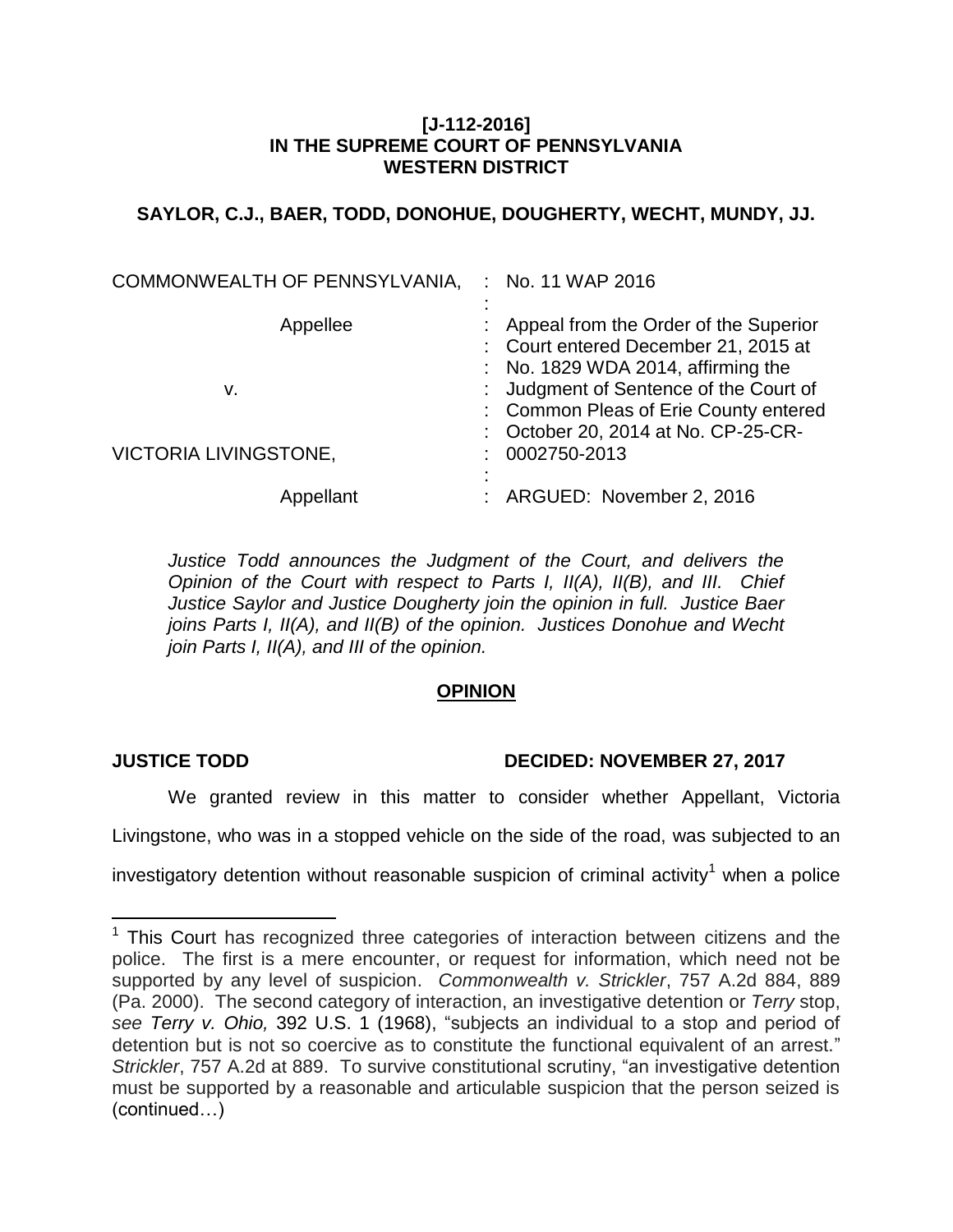**[J-112-2016]**
**IN THE SUPREME COURT OF PENNSYLVANIA**
**WESTERN DISTRICT**

**SAYLOR, C.J., BAER, TODD, DONOHUE, DOUGHERTY, WECHT, MUNDY, JJ.**

| | | |
|---|---|---|
| COMMONWEALTH OF PENNSYLVANIA, | : | No. 11 WAP 2016 |
| Appellee | : | Appeal from the Order of the Superior Court entered December 21, 2015 at No. 1829 WDA 2014, affirming the Judgment of Sentence of the Court of Common Pleas of Erie County entered October 20, 2014 at No. CP-25-CR-0002750-2013 |
| v. | : | |
| VICTORIA LIVINGSTONE, | : | |
| Appellant | : | ARGUED: November 2, 2016 |

*Justice Todd announces the Judgment of the Court, and delivers the Opinion of the Court with respect to Parts I, II(A), II(B), and III. Chief Justice Saylor and Justice Dougherty join the opinion in full. Justice Baer joins Parts I, II(A), and II(B) of the opinion. Justices Donohue and Wecht join Parts I, II(A), and III of the opinion.*

**OPINION**

**JUSTICE TODD** **DECIDED: NOVEMBER 27, 2017**

We granted review in this matter to consider whether Appellant, Victoria Livingstone, who was in a stopped vehicle on the side of the road, was subjected to an investigatory detention without reasonable suspicion of criminal activity[1] when a police

[1] This Court has recognized three categories of interaction between citizens and the police. The first is a mere encounter, or request for information, which need not be supported by any level of suspicion. *Commonwealth v. Strickler*, 757 A.2d 884, 889 (Pa. 2000). The second category of interaction, an investigative detention or *Terry* stop, *see Terry v. Ohio,* 392 U.S. 1 (1968), "subjects an individual to a stop and period of detention but is not so coercive as to constitute the functional equivalent of an arrest." *Strickler*, 757 A.2d at 889. To survive constitutional scrutiny, "an investigative detention must be supported by a reasonable and articulable suspicion that the person seized is (continued…)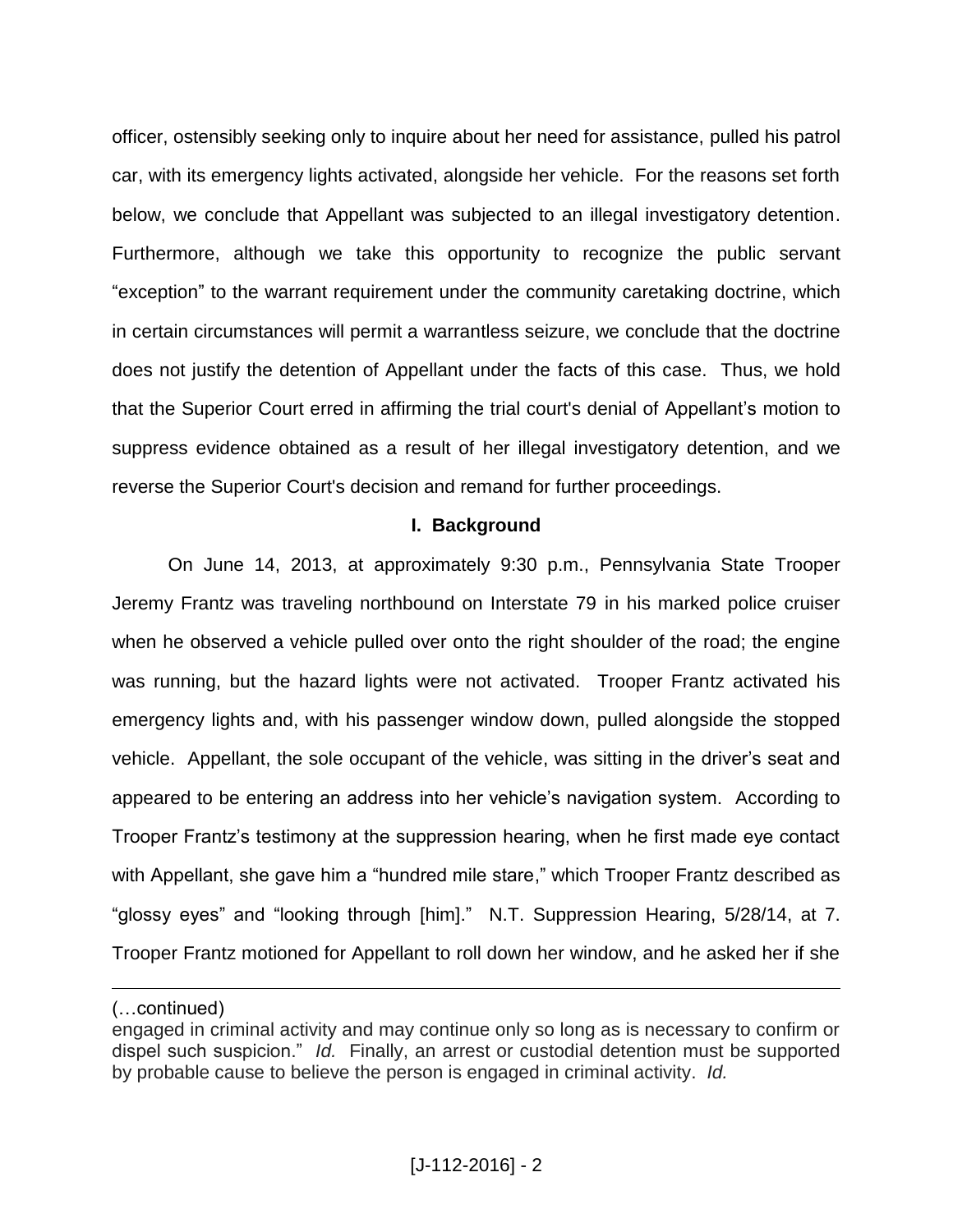officer, ostensibly seeking only to inquire about her need for assistance, pulled his patrol car, with its emergency lights activated, alongside her vehicle. For the reasons set forth below, we conclude that Appellant was subjected to an illegal investigatory detention. Furthermore, although we take this opportunity to recognize the public servant "exception" to the warrant requirement under the community caretaking doctrine, which in certain circumstances will permit a warrantless seizure, we conclude that the doctrine does not justify the detention of Appellant under the facts of this case. Thus, we hold that the Superior Court erred in affirming the trial court's denial of Appellant's motion to suppress evidence obtained as a result of her illegal investigatory detention, and we reverse the Superior Court's decision and remand for further proceedings.

## I. Background

On June 14, 2013, at approximately 9:30 p.m., Pennsylvania State Trooper Jeremy Frantz was traveling northbound on Interstate 79 in his marked police cruiser when he observed a vehicle pulled over onto the right shoulder of the road; the engine was running, but the hazard lights were not activated. Trooper Frantz activated his emergency lights and, with his passenger window down, pulled alongside the stopped vehicle. Appellant, the sole occupant of the vehicle, was sitting in the driver's seat and appeared to be entering an address into her vehicle's navigation system. According to Trooper Frantz's testimony at the suppression hearing, when he first made eye contact with Appellant, she gave him a "hundred mile stare," which Trooper Frantz described as "glossy eyes" and "looking through [him]." N.T. Suppression Hearing, 5/28/14, at 7. Trooper Frantz motioned for Appellant to roll down her window, and he asked her if she

---

(…continued)
engaged in criminal activity and may continue only so long as is necessary to confirm or dispel such suspicion." *Id.* Finally, an arrest or custodial detention must be supported by probable cause to believe the person is engaged in criminal activity. *Id.*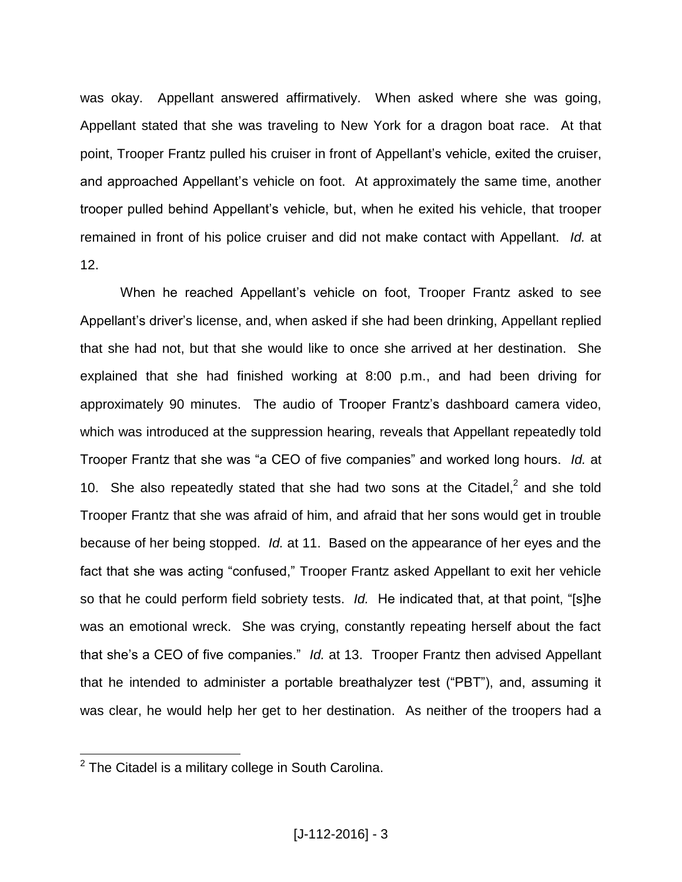was okay. Appellant answered affirmatively. When asked where she was going, Appellant stated that she was traveling to New York for a dragon boat race. At that point, Trooper Frantz pulled his cruiser in front of Appellant's vehicle, exited the cruiser, and approached Appellant's vehicle on foot. At approximately the same time, another trooper pulled behind Appellant's vehicle, but, when he exited his vehicle, that trooper remained in front of his police cruiser and did not make contact with Appellant. *Id.* at 12.

When he reached Appellant's vehicle on foot, Trooper Frantz asked to see Appellant's driver's license, and, when asked if she had been drinking, Appellant replied that she had not, but that she would like to once she arrived at her destination. She explained that she had finished working at 8:00 p.m., and had been driving for approximately 90 minutes. The audio of Trooper Frantz's dashboard camera video, which was introduced at the suppression hearing, reveals that Appellant repeatedly told Trooper Frantz that she was "a CEO of five companies" and worked long hours. *Id.* at 10. She also repeatedly stated that she had two sons at the Citadel,[2] and she told Trooper Frantz that she was afraid of him, and afraid that her sons would get in trouble because of her being stopped. *Id.* at 11. Based on the appearance of her eyes and the fact that she was acting "confused," Trooper Frantz asked Appellant to exit her vehicle so that he could perform field sobriety tests. *Id.* He indicated that, at that point, "[s]he was an emotional wreck. She was crying, constantly repeating herself about the fact that she's a CEO of five companies." *Id.* at 13. Trooper Frantz then advised Appellant that he intended to administer a portable breathalyzer test ("PBT"), and, assuming it was clear, he would help her get to her destination. As neither of the troopers had a

[2] The Citadel is a military college in South Carolina.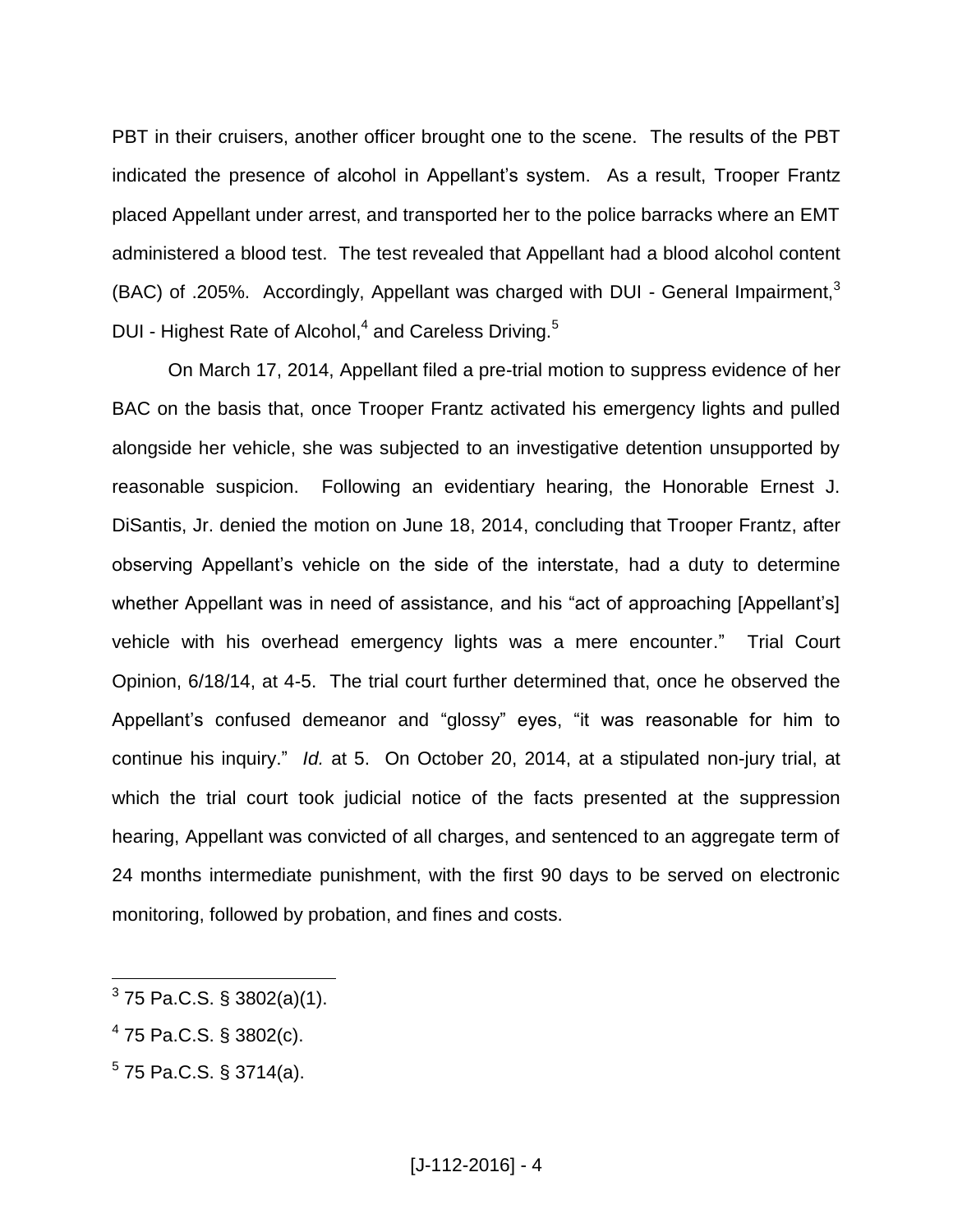PBT in their cruisers, another officer brought one to the scene. The results of the PBT indicated the presence of alcohol in Appellant's system. As a result, Trooper Frantz placed Appellant under arrest, and transported her to the police barracks where an EMT administered a blood test. The test revealed that Appellant had a blood alcohol content (BAC) of .205%. Accordingly, Appellant was charged with DUI - General Impairment,[3] DUI - Highest Rate of Alcohol,[4] and Careless Driving.[5]

On March 17, 2014, Appellant filed a pre-trial motion to suppress evidence of her BAC on the basis that, once Trooper Frantz activated his emergency lights and pulled alongside her vehicle, she was subjected to an investigative detention unsupported by reasonable suspicion. Following an evidentiary hearing, the Honorable Ernest J. DiSantis, Jr. denied the motion on June 18, 2014, concluding that Trooper Frantz, after observing Appellant's vehicle on the side of the interstate, had a duty to determine whether Appellant was in need of assistance, and his "act of approaching [Appellant's] vehicle with his overhead emergency lights was a mere encounter." Trial Court Opinion, 6/18/14, at 4-5. The trial court further determined that, once he observed the Appellant's confused demeanor and "glossy" eyes, "it was reasonable for him to continue his inquiry." *Id.* at 5. On October 20, 2014, at a stipulated non-jury trial, at which the trial court took judicial notice of the facts presented at the suppression hearing, Appellant was convicted of all charges, and sentenced to an aggregate term of 24 months intermediate punishment, with the first 90 days to be served on electronic monitoring, followed by probation, and fines and costs.

---

[3] 75 Pa.C.S. § 3802(a)(1).

[4] 75 Pa.C.S. § 3802(c).

[5] 75 Pa.C.S. § 3714(a).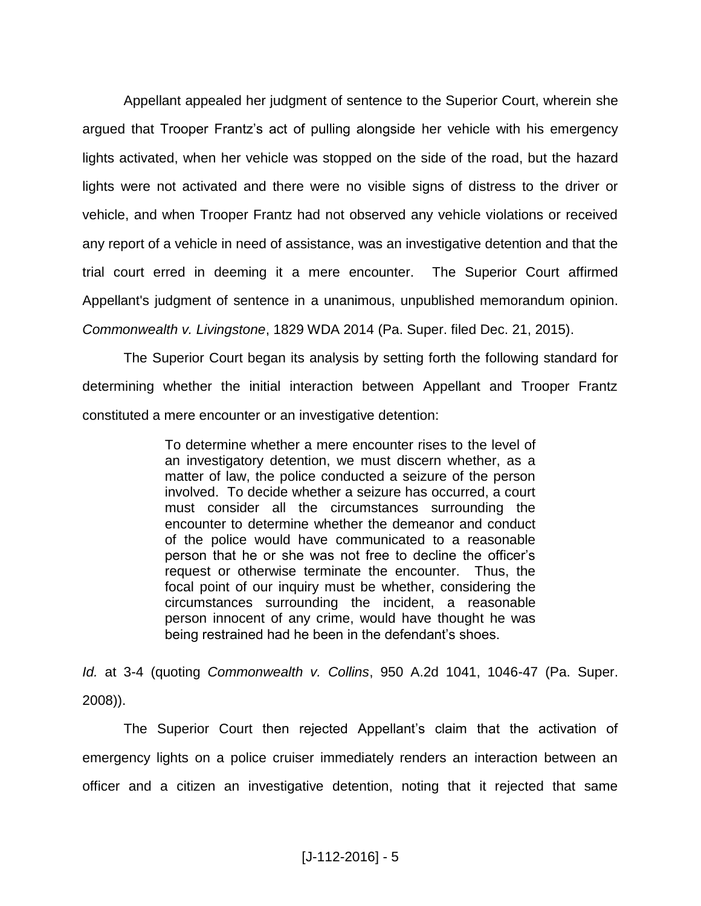Appellant appealed her judgment of sentence to the Superior Court, wherein she argued that Trooper Frantz's act of pulling alongside her vehicle with his emergency lights activated, when her vehicle was stopped on the side of the road, but the hazard lights were not activated and there were no visible signs of distress to the driver or vehicle, and when Trooper Frantz had not observed any vehicle violations or received any report of a vehicle in need of assistance, was an investigative detention and that the trial court erred in deeming it a mere encounter. The Superior Court affirmed Appellant's judgment of sentence in a unanimous, unpublished memorandum opinion. *Commonwealth v. Livingstone*, 1829 WDA 2014 (Pa. Super. filed Dec. 21, 2015).

The Superior Court began its analysis by setting forth the following standard for determining whether the initial interaction between Appellant and Trooper Frantz constituted a mere encounter or an investigative detention:

> To determine whether a mere encounter rises to the level of an investigatory detention, we must discern whether, as a matter of law, the police conducted a seizure of the person involved. To decide whether a seizure has occurred, a court must consider all the circumstances surrounding the encounter to determine whether the demeanor and conduct of the police would have communicated to a reasonable person that he or she was not free to decline the officer's request or otherwise terminate the encounter. Thus, the focal point of our inquiry must be whether, considering the circumstances surrounding the incident, a reasonable person innocent of any crime, would have thought he was being restrained had he been in the defendant's shoes.

*Id.* at 3-4 (quoting *Commonwealth v. Collins*, 950 A.2d 1041, 1046-47 (Pa. Super. 2008)).

The Superior Court then rejected Appellant's claim that the activation of emergency lights on a police cruiser immediately renders an interaction between an officer and a citizen an investigative detention, noting that it rejected that same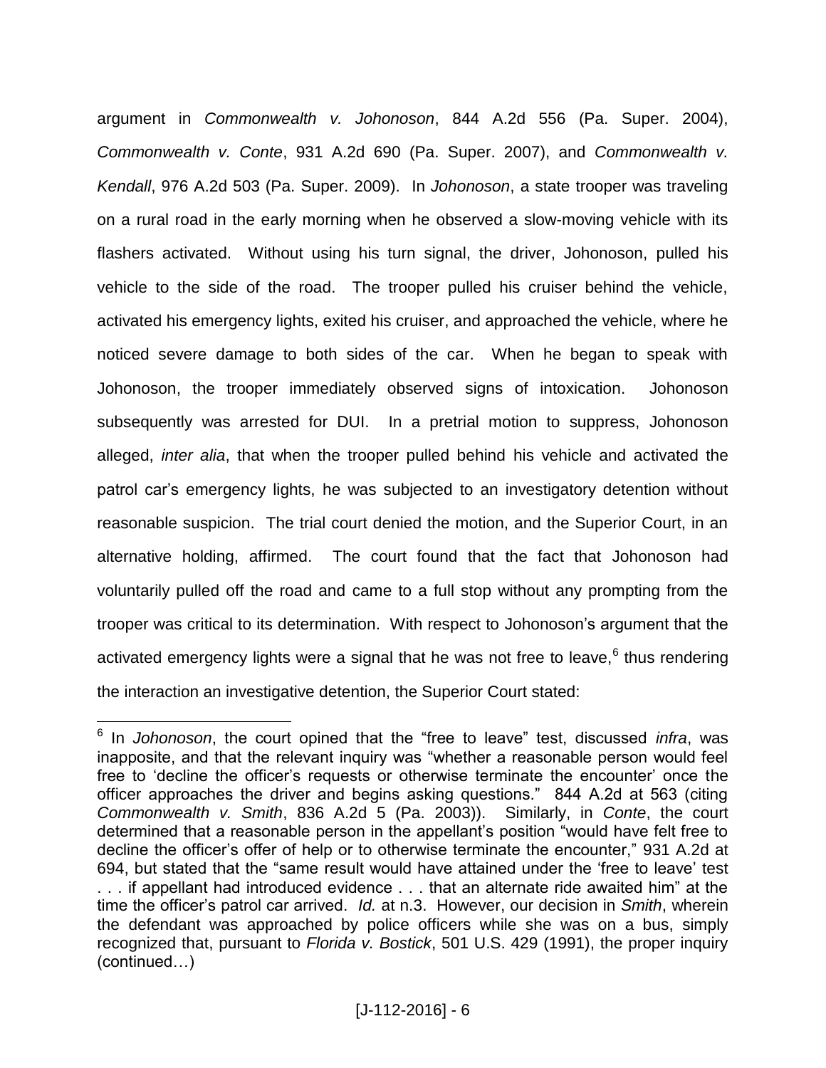argument in *Commonwealth v. Johonoson*, 844 A.2d 556 (Pa. Super. 2004), *Commonwealth v. Conte*, 931 A.2d 690 (Pa. Super. 2007), and *Commonwealth v. Kendall*, 976 A.2d 503 (Pa. Super. 2009). In *Johonoson*, a state trooper was traveling on a rural road in the early morning when he observed a slow-moving vehicle with its flashers activated. Without using his turn signal, the driver, Johonoson, pulled his vehicle to the side of the road. The trooper pulled his cruiser behind the vehicle, activated his emergency lights, exited his cruiser, and approached the vehicle, where he noticed severe damage to both sides of the car. When he began to speak with Johonoson, the trooper immediately observed signs of intoxication. Johonoson subsequently was arrested for DUI. In a pretrial motion to suppress, Johonoson alleged, *inter alia*, that when the trooper pulled behind his vehicle and activated the patrol car's emergency lights, he was subjected to an investigatory detention without reasonable suspicion. The trial court denied the motion, and the Superior Court, in an alternative holding, affirmed. The court found that the fact that Johonoson had voluntarily pulled off the road and came to a full stop without any prompting from the trooper was critical to its determination. With respect to Johonoson's argument that the activated emergency lights were a signal that he was not free to leave,[6] thus rendering the interaction an investigative detention, the Superior Court stated:

[6] In *Johonoson*, the court opined that the "free to leave" test, discussed *infra*, was inapposite, and that the relevant inquiry was "whether a reasonable person would feel free to 'decline the officer's requests or otherwise terminate the encounter' once the officer approaches the driver and begins asking questions." 844 A.2d at 563 (citing *Commonwealth v. Smith*, 836 A.2d 5 (Pa. 2003)). Similarly, in *Conte*, the court determined that a reasonable person in the appellant's position "would have felt free to decline the officer's offer of help or to otherwise terminate the encounter," 931 A.2d at 694, but stated that the "same result would have attained under the 'free to leave' test . . . if appellant had introduced evidence . . . that an alternate ride awaited him" at the time the officer's patrol car arrived. *Id.* at n.3. However, our decision in *Smith*, wherein the defendant was approached by police officers while she was on a bus, simply recognized that, pursuant to *Florida v. Bostick*, 501 U.S. 429 (1991), the proper inquiry (continued…)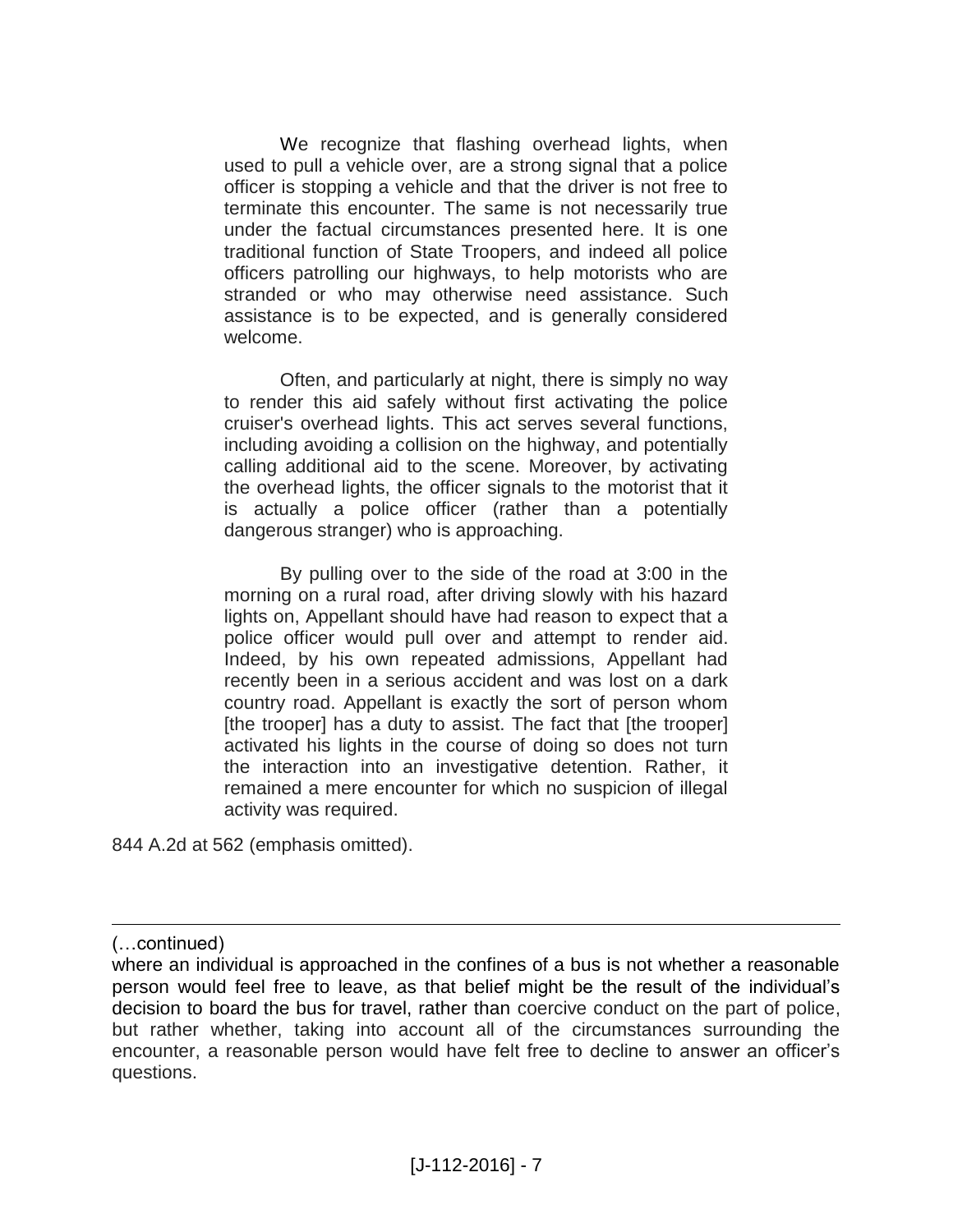> We recognize that flashing overhead lights, when used to pull a vehicle over, are a strong signal that a police officer is stopping a vehicle and that the driver is not free to terminate this encounter. The same is not necessarily true under the factual circumstances presented here. It is one traditional function of State Troopers, and indeed all police officers patrolling our highways, to help motorists who are stranded or who may otherwise need assistance. Such assistance is to be expected, and is generally considered welcome.
>
> Often, and particularly at night, there is simply no way to render this aid safely without first activating the police cruiser's overhead lights. This act serves several functions, including avoiding a collision on the highway, and potentially calling additional aid to the scene. Moreover, by activating the overhead lights, the officer signals to the motorist that it is actually a police officer (rather than a potentially dangerous stranger) who is approaching.
>
> By pulling over to the side of the road at 3:00 in the morning on a rural road, after driving slowly with his hazard lights on, Appellant should have had reason to expect that a police officer would pull over and attempt to render aid. Indeed, by his own repeated admissions, Appellant had recently been in a serious accident and was lost on a dark country road. Appellant is exactly the sort of person whom [the trooper] has a duty to assist. The fact that [the trooper] activated his lights in the course of doing so does not turn the interaction into an investigative detention. Rather, it remained a mere encounter for which no suspicion of illegal activity was required.

844 A.2d at 562 (emphasis omitted).

---

(…continued)

where an individual is approached in the confines of a bus is not whether a reasonable person would feel free to leave, as that belief might be the result of the individual's decision to board the bus for travel, rather than coercive conduct on the part of police, but rather whether, taking into account all of the circumstances surrounding the encounter, a reasonable person would have felt free to decline to answer an officer's questions.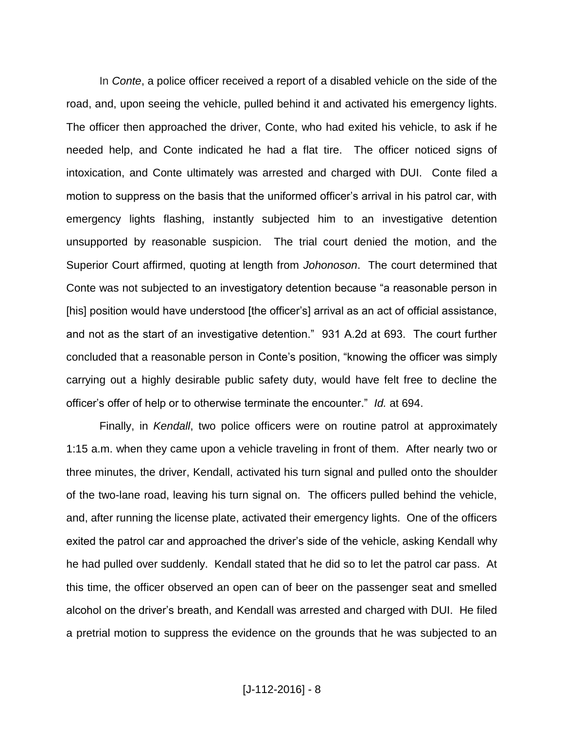In *Conte*, a police officer received a report of a disabled vehicle on the side of the road, and, upon seeing the vehicle, pulled behind it and activated his emergency lights. The officer then approached the driver, Conte, who had exited his vehicle, to ask if he needed help, and Conte indicated he had a flat tire. The officer noticed signs of intoxication, and Conte ultimately was arrested and charged with DUI. Conte filed a motion to suppress on the basis that the uniformed officer's arrival in his patrol car, with emergency lights flashing, instantly subjected him to an investigative detention unsupported by reasonable suspicion. The trial court denied the motion, and the Superior Court affirmed, quoting at length from *Johonoson*. The court determined that Conte was not subjected to an investigatory detention because "a reasonable person in [his] position would have understood [the officer's] arrival as an act of official assistance, and not as the start of an investigative detention." 931 A.2d at 693. The court further concluded that a reasonable person in Conte's position, "knowing the officer was simply carrying out a highly desirable public safety duty, would have felt free to decline the officer's offer of help or to otherwise terminate the encounter." *Id.* at 694.

Finally, in *Kendall*, two police officers were on routine patrol at approximately 1:15 a.m. when they came upon a vehicle traveling in front of them. After nearly two or three minutes, the driver, Kendall, activated his turn signal and pulled onto the shoulder of the two-lane road, leaving his turn signal on. The officers pulled behind the vehicle, and, after running the license plate, activated their emergency lights. One of the officers exited the patrol car and approached the driver's side of the vehicle, asking Kendall why he had pulled over suddenly. Kendall stated that he did so to let the patrol car pass. At this time, the officer observed an open can of beer on the passenger seat and smelled alcohol on the driver's breath, and Kendall was arrested and charged with DUI. He filed a pretrial motion to suppress the evidence on the grounds that he was subjected to an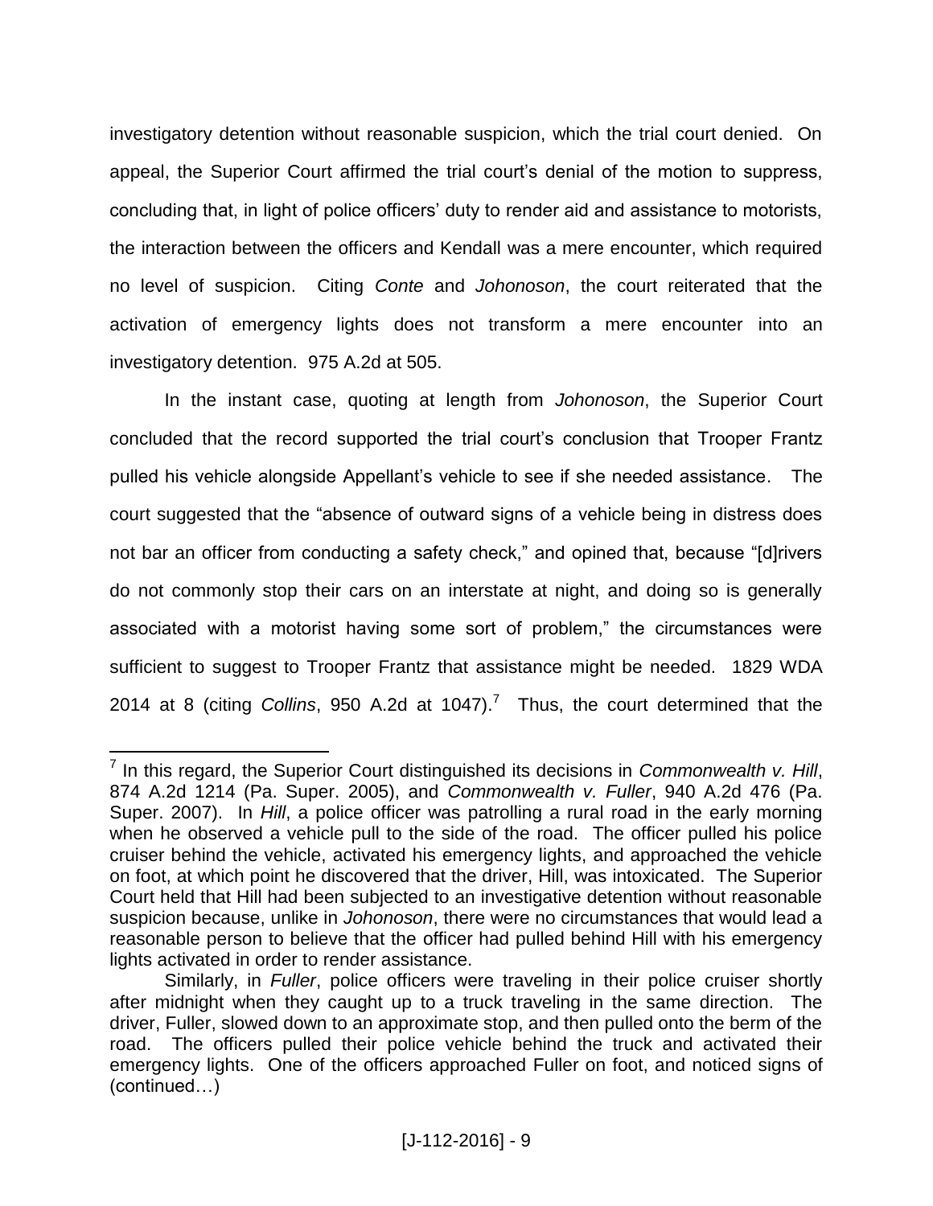investigatory detention without reasonable suspicion, which the trial court denied. On appeal, the Superior Court affirmed the trial court's denial of the motion to suppress, concluding that, in light of police officers' duty to render aid and assistance to motorists, the interaction between the officers and Kendall was a mere encounter, which required no level of suspicion. Citing *Conte* and *Johonoson*, the court reiterated that the activation of emergency lights does not transform a mere encounter into an investigatory detention. 975 A.2d at 505.

In the instant case, quoting at length from *Johonoson*, the Superior Court concluded that the record supported the trial court's conclusion that Trooper Frantz pulled his vehicle alongside Appellant's vehicle to see if she needed assistance. The court suggested that the "absence of outward signs of a vehicle being in distress does not bar an officer from conducting a safety check," and opined that, because "[d]rivers do not commonly stop their cars on an interstate at night, and doing so is generally associated with a motorist having some sort of problem," the circumstances were sufficient to suggest to Trooper Frantz that assistance might be needed. 1829 WDA 2014 at 8 (citing *Collins*, 950 A.2d at 1047).[7] Thus, the court determined that the

---

[7] In this regard, the Superior Court distinguished its decisions in *Commonwealth v. Hill*, 874 A.2d 1214 (Pa. Super. 2005), and *Commonwealth v. Fuller*, 940 A.2d 476 (Pa. Super. 2007). In *Hill*, a police officer was patrolling a rural road in the early morning when he observed a vehicle pull to the side of the road. The officer pulled his police cruiser behind the vehicle, activated his emergency lights, and approached the vehicle on foot, at which point he discovered that the driver, Hill, was intoxicated. The Superior Court held that Hill had been subjected to an investigative detention without reasonable suspicion because, unlike in *Johonoson*, there were no circumstances that would lead a reasonable person to believe that the officer had pulled behind Hill with his emergency lights activated in order to render assistance.

Similarly, in *Fuller*, police officers were traveling in their police cruiser shortly after midnight when they caught up to a truck traveling in the same direction. The driver, Fuller, slowed down to an approximate stop, and then pulled onto the berm of the road. The officers pulled their police vehicle behind the truck and activated their emergency lights. One of the officers approached Fuller on foot, and noticed signs of (continued…)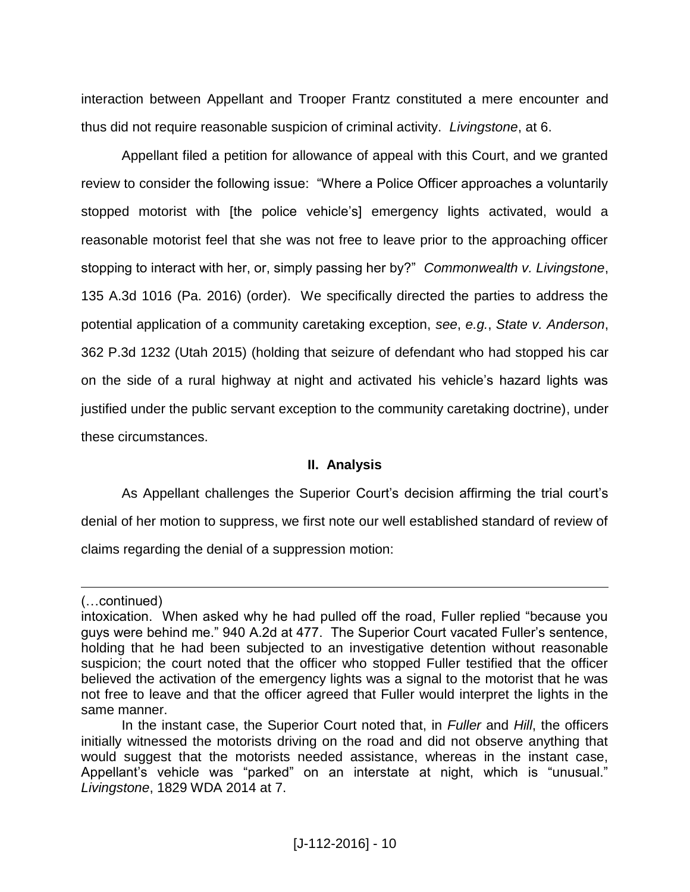interaction between Appellant and Trooper Frantz constituted a mere encounter and thus did not require reasonable suspicion of criminal activity. *Livingstone*, at 6.

Appellant filed a petition for allowance of appeal with this Court, and we granted review to consider the following issue: "Where a Police Officer approaches a voluntarily stopped motorist with [the police vehicle's] emergency lights activated, would a reasonable motorist feel that she was not free to leave prior to the approaching officer stopping to interact with her, or, simply passing her by?" *Commonwealth v. Livingstone*, 135 A.3d 1016 (Pa. 2016) (order). We specifically directed the parties to address the potential application of a community caretaking exception, *see*, *e.g.*, *State v. Anderson*, 362 P.3d 1232 (Utah 2015) (holding that seizure of defendant who had stopped his car on the side of a rural highway at night and activated his vehicle's hazard lights was justified under the public servant exception to the community caretaking doctrine), under these circumstances.

## II. Analysis

As Appellant challenges the Superior Court's decision affirming the trial court's denial of her motion to suppress, we first note our well established standard of review of claims regarding the denial of a suppression motion:

---

(…continued)

intoxication. When asked why he had pulled off the road, Fuller replied "because you guys were behind me." 940 A.2d at 477. The Superior Court vacated Fuller's sentence, holding that he had been subjected to an investigative detention without reasonable suspicion; the court noted that the officer who stopped Fuller testified that the officer believed the activation of the emergency lights was a signal to the motorist that he was not free to leave and that the officer agreed that Fuller would interpret the lights in the same manner.

In the instant case, the Superior Court noted that, in *Fuller* and *Hill*, the officers initially witnessed the motorists driving on the road and did not observe anything that would suggest that the motorists needed assistance, whereas in the instant case, Appellant's vehicle was "parked" on an interstate at night, which is "unusual." *Livingstone*, 1829 WDA 2014 at 7.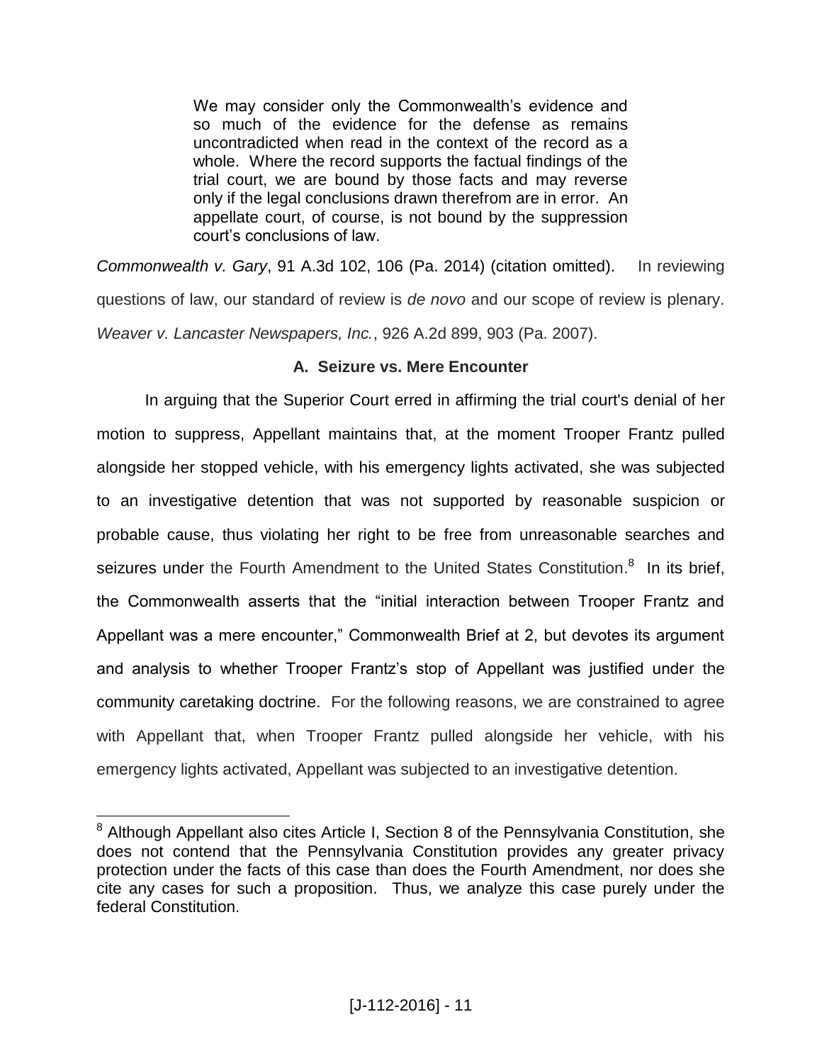> We may consider only the Commonwealth's evidence and so much of the evidence for the defense as remains uncontradicted when read in the context of the record as a whole. Where the record supports the factual findings of the trial court, we are bound by those facts and may reverse only if the legal conclusions drawn therefrom are in error. An appellate court, of course, is not bound by the suppression court's conclusions of law.

*Commonwealth v. Gary*, 91 A.3d 102, 106 (Pa. 2014) (citation omitted). In reviewing questions of law, our standard of review is *de novo* and our scope of review is plenary. *Weaver v. Lancaster Newspapers, Inc.*, 926 A.2d 899, 903 (Pa. 2007).

### A. Seizure vs. Mere Encounter

In arguing that the Superior Court erred in affirming the trial court's denial of her motion to suppress, Appellant maintains that, at the moment Trooper Frantz pulled alongside her stopped vehicle, with his emergency lights activated, she was subjected to an investigative detention that was not supported by reasonable suspicion or probable cause, thus violating her right to be free from unreasonable searches and seizures under the Fourth Amendment to the United States Constitution.[8] In its brief, the Commonwealth asserts that the "initial interaction between Trooper Frantz and Appellant was a mere encounter," Commonwealth Brief at 2, but devotes its argument and analysis to whether Trooper Frantz's stop of Appellant was justified under the community caretaking doctrine. For the following reasons, we are constrained to agree with Appellant that, when Trooper Frantz pulled alongside her vehicle, with his emergency lights activated, Appellant was subjected to an investigative detention.

---

[8] Although Appellant also cites Article I, Section 8 of the Pennsylvania Constitution, she does not contend that the Pennsylvania Constitution provides any greater privacy protection under the facts of this case than does the Fourth Amendment, nor does she cite any cases for such a proposition. Thus, we analyze this case purely under the federal Constitution.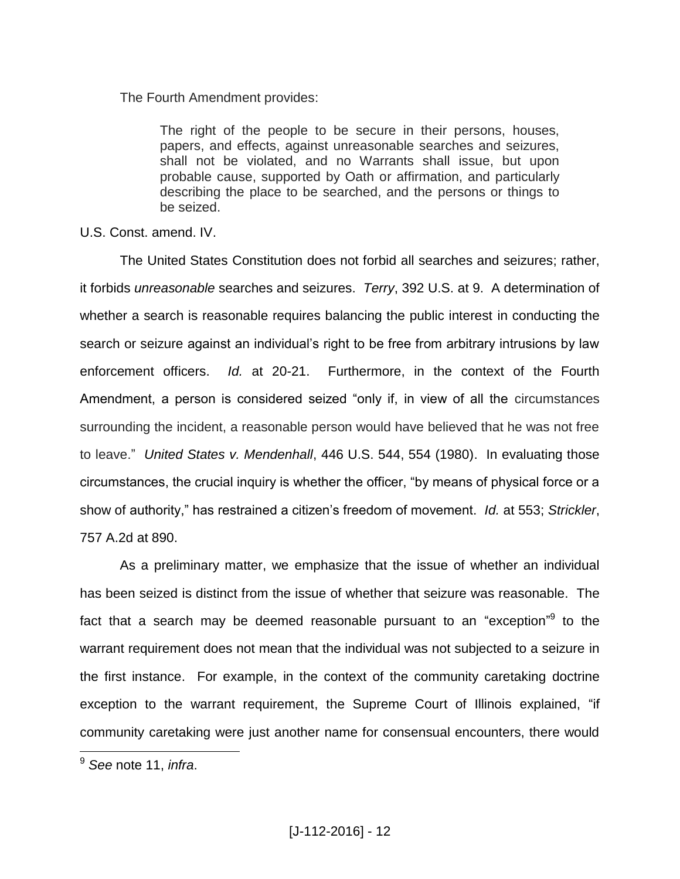The Fourth Amendment provides:

> The right of the people to be secure in their persons, houses, papers, and effects, against unreasonable searches and seizures, shall not be violated, and no Warrants shall issue, but upon probable cause, supported by Oath or affirmation, and particularly describing the place to be searched, and the persons or things to be seized.

U.S. Const. amend. IV.

The United States Constitution does not forbid all searches and seizures; rather, it forbids *unreasonable* searches and seizures. *Terry*, 392 U.S. at 9. A determination of whether a search is reasonable requires balancing the public interest in conducting the search or seizure against an individual's right to be free from arbitrary intrusions by law enforcement officers. *Id.* at 20-21. Furthermore, in the context of the Fourth Amendment, a person is considered seized "only if, in view of all the circumstances surrounding the incident, a reasonable person would have believed that he was not free to leave." *United States v. Mendenhall*, 446 U.S. 544, 554 (1980). In evaluating those circumstances, the crucial inquiry is whether the officer, "by means of physical force or a show of authority," has restrained a citizen's freedom of movement. *Id.* at 553; *Strickler*, 757 A.2d at 890.

As a preliminary matter, we emphasize that the issue of whether an individual has been seized is distinct from the issue of whether that seizure was reasonable. The fact that a search may be deemed reasonable pursuant to an "exception"[9] to the warrant requirement does not mean that the individual was not subjected to a seizure in the first instance. For example, in the context of the community caretaking doctrine exception to the warrant requirement, the Supreme Court of Illinois explained, "if community caretaking were just another name for consensual encounters, there would

---

[9] *See* note 11, *infra*.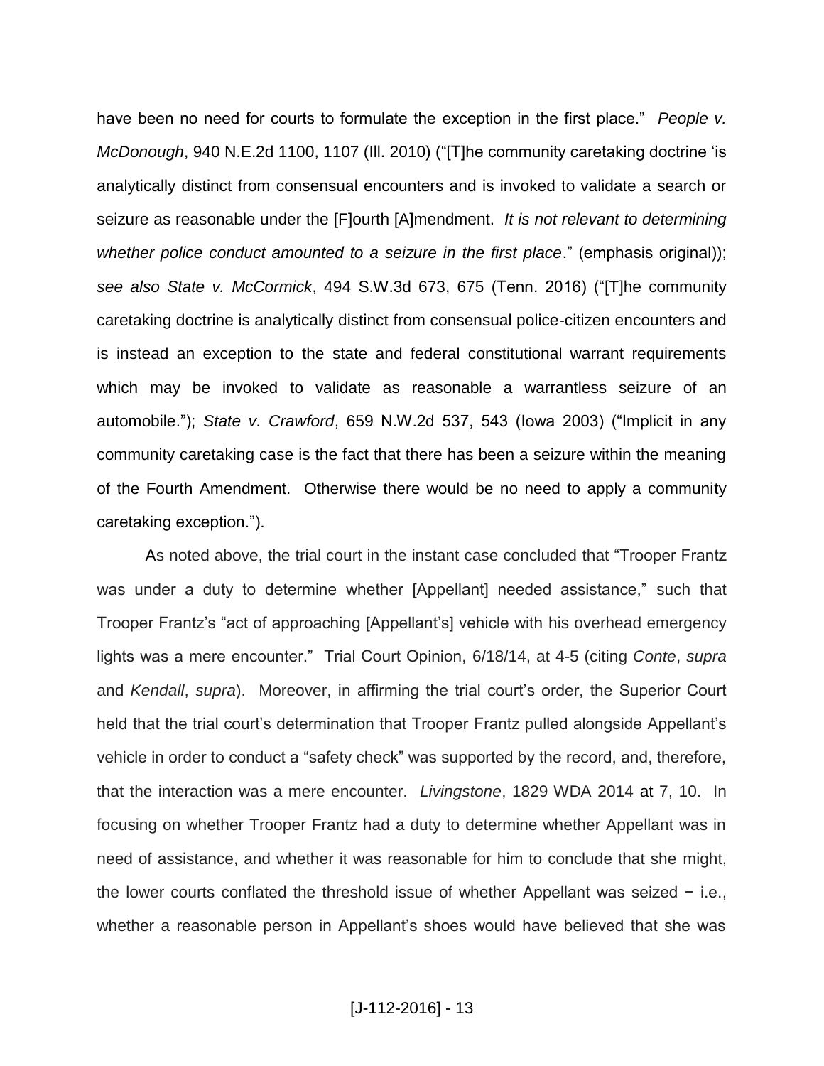have been no need for courts to formulate the exception in the first place." *People v. McDonough*, 940 N.E.2d 1100, 1107 (Ill. 2010) ("[T]he community caretaking doctrine 'is analytically distinct from consensual encounters and is invoked to validate a search or seizure as reasonable under the [F]ourth [A]mendment. *It is not relevant to determining whether police conduct amounted to a seizure in the first place*." (emphasis original)); *see also State v. McCormick*, 494 S.W.3d 673, 675 (Tenn. 2016) ("[T]he community caretaking doctrine is analytically distinct from consensual police-citizen encounters and is instead an exception to the state and federal constitutional warrant requirements which may be invoked to validate as reasonable a warrantless seizure of an automobile."); *State v. Crawford*, 659 N.W.2d 537, 543 (Iowa 2003) ("Implicit in any community caretaking case is the fact that there has been a seizure within the meaning of the Fourth Amendment. Otherwise there would be no need to apply a community caretaking exception.").

As noted above, the trial court in the instant case concluded that "Trooper Frantz was under a duty to determine whether [Appellant] needed assistance," such that Trooper Frantz's "act of approaching [Appellant's] vehicle with his overhead emergency lights was a mere encounter." Trial Court Opinion, 6/18/14, at 4-5 (citing *Conte*, *supra* and *Kendall*, *supra*). Moreover, in affirming the trial court's order, the Superior Court held that the trial court's determination that Trooper Frantz pulled alongside Appellant's vehicle in order to conduct a "safety check" was supported by the record, and, therefore, that the interaction was a mere encounter. *Livingstone*, 1829 WDA 2014 at 7, 10. In focusing on whether Trooper Frantz had a duty to determine whether Appellant was in need of assistance, and whether it was reasonable for him to conclude that she might, the lower courts conflated the threshold issue of whether Appellant was seized − i.e., whether a reasonable person in Appellant's shoes would have believed that she was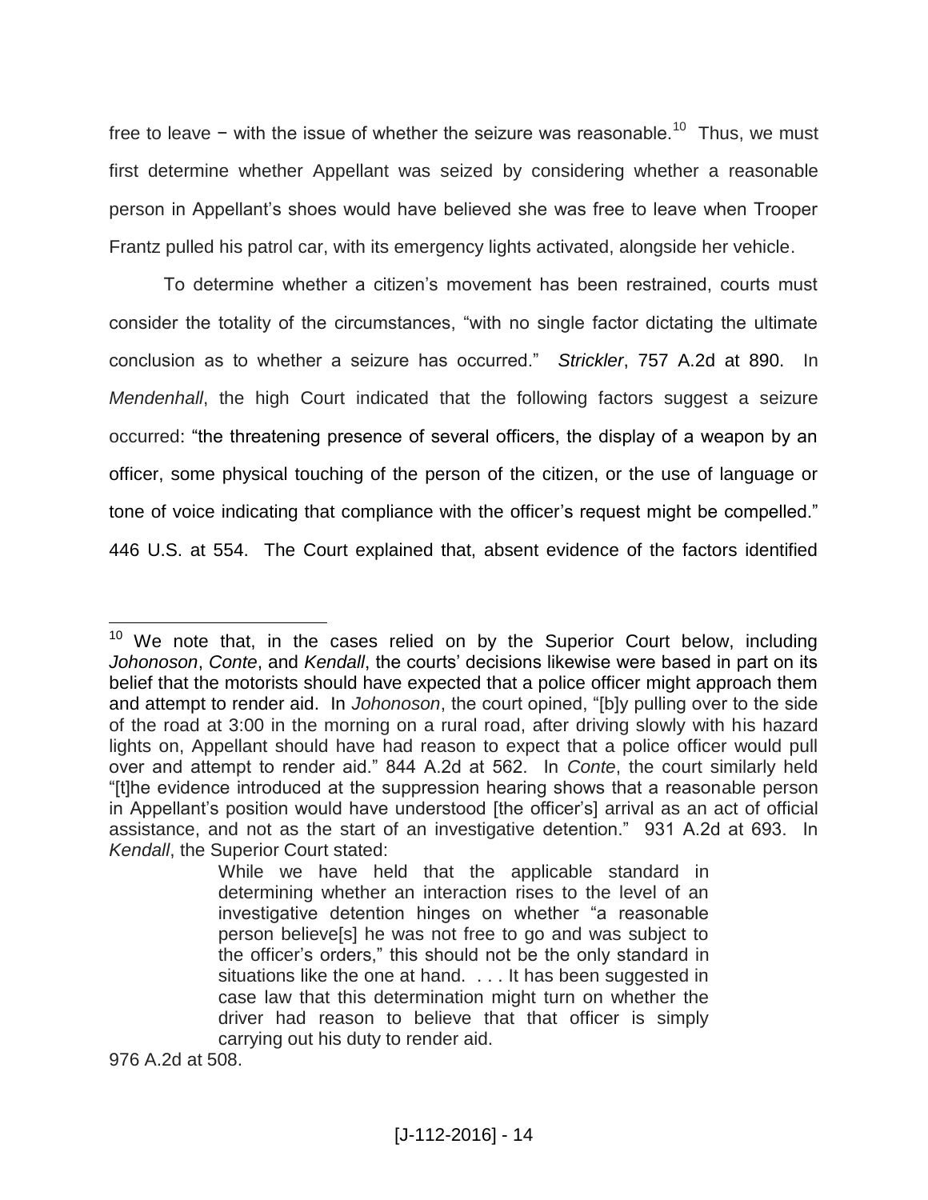free to leave − with the issue of whether the seizure was reasonable.[10] Thus, we must first determine whether Appellant was seized by considering whether a reasonable person in Appellant's shoes would have believed she was free to leave when Trooper Frantz pulled his patrol car, with its emergency lights activated, alongside her vehicle.

To determine whether a citizen's movement has been restrained, courts must consider the totality of the circumstances, "with no single factor dictating the ultimate conclusion as to whether a seizure has occurred." *Strickler*, 757 A.2d at 890. In *Mendenhall*, the high Court indicated that the following factors suggest a seizure occurred: "the threatening presence of several officers, the display of a weapon by an officer, some physical touching of the person of the citizen, or the use of language or tone of voice indicating that compliance with the officer's request might be compelled." 446 U.S. at 554. The Court explained that, absent evidence of the factors identified

---

[10] We note that, in the cases relied on by the Superior Court below, including *Johonoson*, *Conte*, and *Kendall*, the courts' decisions likewise were based in part on its belief that the motorists should have expected that a police officer might approach them and attempt to render aid. In *Johonoson*, the court opined, "[b]y pulling over to the side of the road at 3:00 in the morning on a rural road, after driving slowly with his hazard lights on, Appellant should have had reason to expect that a police officer would pull over and attempt to render aid." 844 A.2d at 562. In *Conte*, the court similarly held "[t]he evidence introduced at the suppression hearing shows that a reasonable person in Appellant's position would have understood [the officer's] arrival as an act of official assistance, and not as the start of an investigative detention." 931 A.2d at 693. In *Kendall*, the Superior Court stated:

> While we have held that the applicable standard in determining whether an interaction rises to the level of an investigative detention hinges on whether "a reasonable person believe[s] he was not free to go and was subject to the officer's orders," this should not be the only standard in situations like the one at hand. . . . It has been suggested in case law that this determination might turn on whether the driver had reason to believe that that officer is simply carrying out his duty to render aid.

976 A.2d at 508.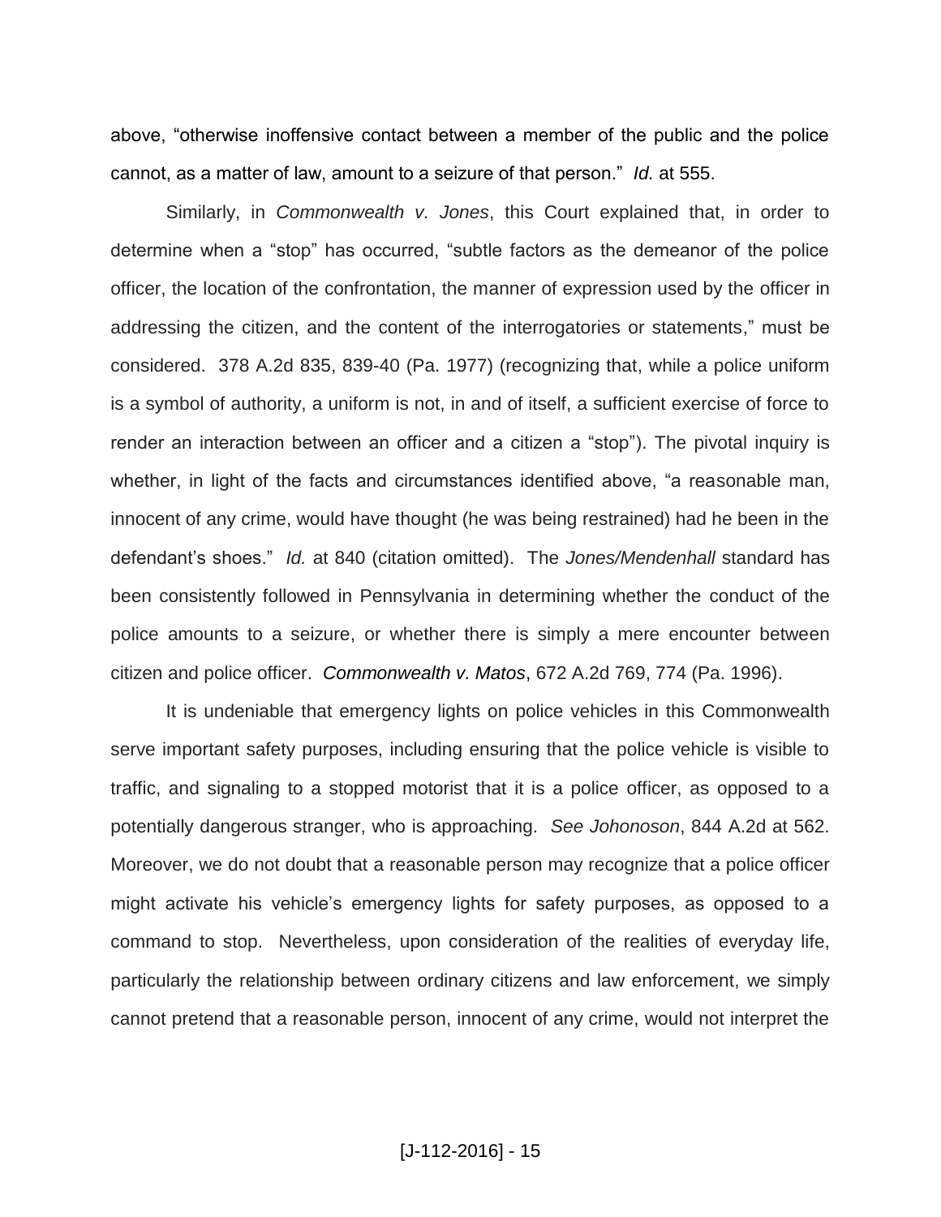above, "otherwise inoffensive contact between a member of the public and the police cannot, as a matter of law, amount to a seizure of that person." *Id.* at 555.

Similarly, in *Commonwealth v. Jones*, this Court explained that, in order to determine when a "stop" has occurred, "subtle factors as the demeanor of the police officer, the location of the confrontation, the manner of expression used by the officer in addressing the citizen, and the content of the interrogatories or statements," must be considered. 378 A.2d 835, 839-40 (Pa. 1977) (recognizing that, while a police uniform is a symbol of authority, a uniform is not, in and of itself, a sufficient exercise of force to render an interaction between an officer and a citizen a "stop"). The pivotal inquiry is whether, in light of the facts and circumstances identified above, "a reasonable man, innocent of any crime, would have thought (he was being restrained) had he been in the defendant's shoes." *Id.* at 840 (citation omitted). The *Jones/Mendenhall* standard has been consistently followed in Pennsylvania in determining whether the conduct of the police amounts to a seizure, or whether there is simply a mere encounter between citizen and police officer. *Commonwealth v. Matos*, 672 A.2d 769, 774 (Pa. 1996).

It is undeniable that emergency lights on police vehicles in this Commonwealth serve important safety purposes, including ensuring that the police vehicle is visible to traffic, and signaling to a stopped motorist that it is a police officer, as opposed to a potentially dangerous stranger, who is approaching. *See Johonoson*, 844 A.2d at 562. Moreover, we do not doubt that a reasonable person may recognize that a police officer might activate his vehicle's emergency lights for safety purposes, as opposed to a command to stop. Nevertheless, upon consideration of the realities of everyday life, particularly the relationship between ordinary citizens and law enforcement, we simply cannot pretend that a reasonable person, innocent of any crime, would not interpret the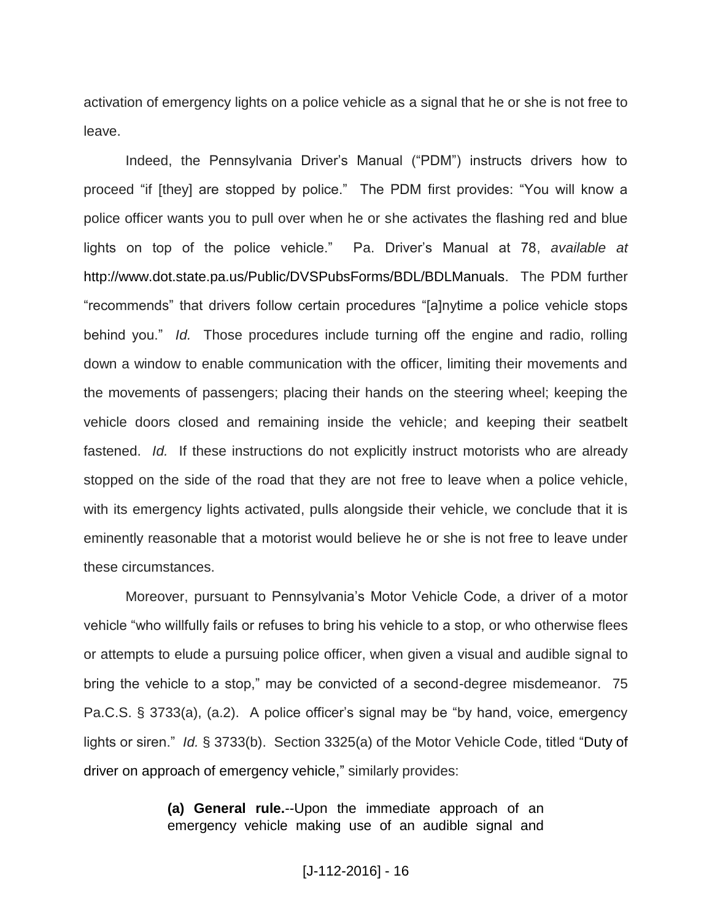activation of emergency lights on a police vehicle as a signal that he or she is not free to leave.

Indeed, the Pennsylvania Driver's Manual ("PDM") instructs drivers how to proceed "if [they] are stopped by police." The PDM first provides: "You will know a police officer wants you to pull over when he or she activates the flashing red and blue lights on top of the police vehicle." Pa. Driver's Manual at 78, *available at* http://www.dot.state.pa.us/Public/DVSPubsForms/BDL/BDLManuals. The PDM further "recommends" that drivers follow certain procedures "[a]nytime a police vehicle stops behind you." *Id.* Those procedures include turning off the engine and radio, rolling down a window to enable communication with the officer, limiting their movements and the movements of passengers; placing their hands on the steering wheel; keeping the vehicle doors closed and remaining inside the vehicle; and keeping their seatbelt fastened. *Id.* If these instructions do not explicitly instruct motorists who are already stopped on the side of the road that they are not free to leave when a police vehicle, with its emergency lights activated, pulls alongside their vehicle, we conclude that it is eminently reasonable that a motorist would believe he or she is not free to leave under these circumstances.

Moreover, pursuant to Pennsylvania's Motor Vehicle Code, a driver of a motor vehicle "who willfully fails or refuses to bring his vehicle to a stop, or who otherwise flees or attempts to elude a pursuing police officer, when given a visual and audible signal to bring the vehicle to a stop," may be convicted of a second-degree misdemeanor. 75 Pa.C.S. § 3733(a), (a.2). A police officer's signal may be "by hand, voice, emergency lights or siren." *Id.* § 3733(b). Section 3325(a) of the Motor Vehicle Code, titled "Duty of driver on approach of emergency vehicle," similarly provides:

> **(a) General rule.**--Upon the immediate approach of an emergency vehicle making use of an audible signal and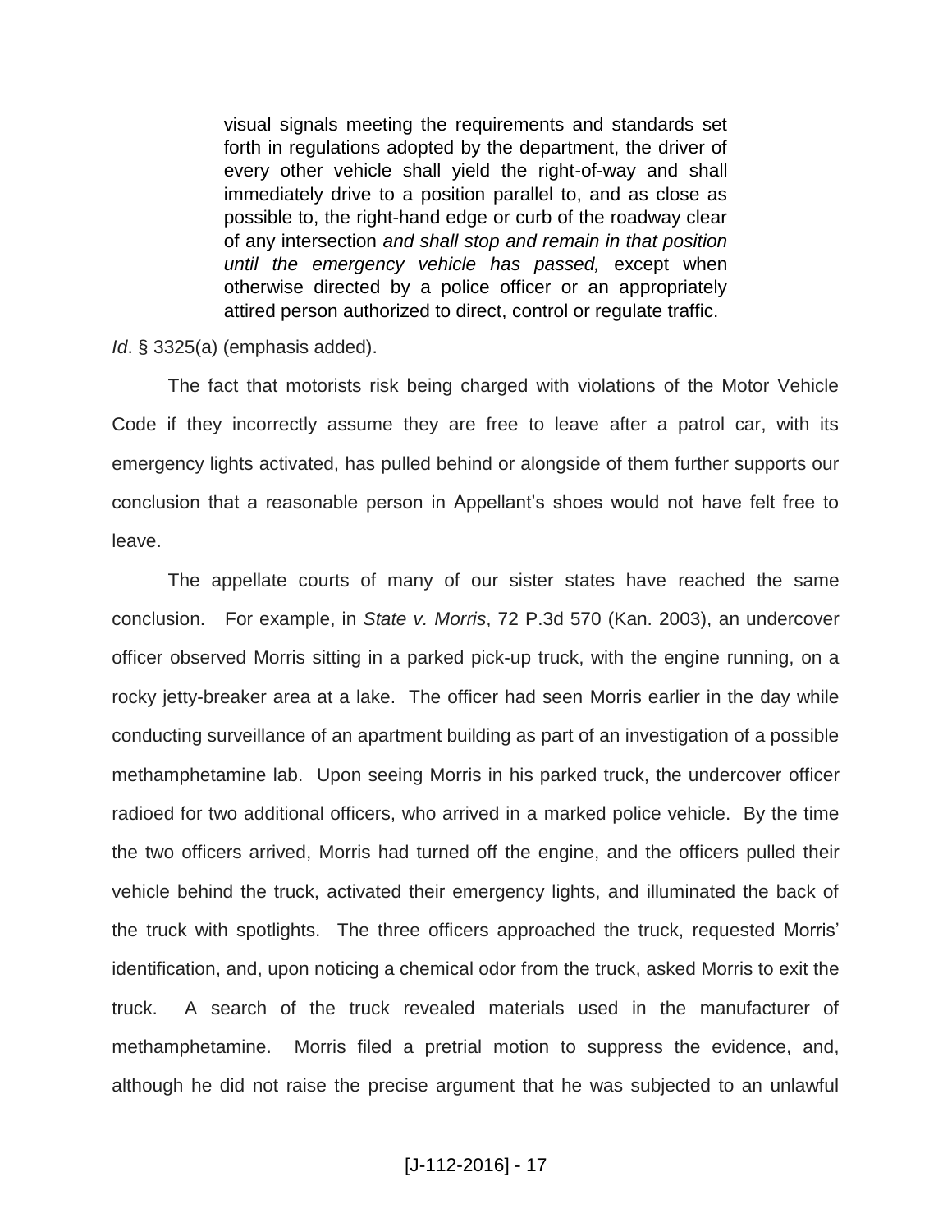> visual signals meeting the requirements and standards set forth in regulations adopted by the department, the driver of every other vehicle shall yield the right-of-way and shall immediately drive to a position parallel to, and as close as possible to, the right-hand edge or curb of the roadway clear of any intersection *and shall stop and remain in that position until the emergency vehicle has passed,* except when otherwise directed by a police officer or an appropriately attired person authorized to direct, control or regulate traffic.

*Id*. § 3325(a) (emphasis added).

The fact that motorists risk being charged with violations of the Motor Vehicle Code if they incorrectly assume they are free to leave after a patrol car, with its emergency lights activated, has pulled behind or alongside of them further supports our conclusion that a reasonable person in Appellant's shoes would not have felt free to leave.

The appellate courts of many of our sister states have reached the same conclusion. For example, in *State v. Morris*, 72 P.3d 570 (Kan. 2003), an undercover officer observed Morris sitting in a parked pick-up truck, with the engine running, on a rocky jetty-breaker area at a lake. The officer had seen Morris earlier in the day while conducting surveillance of an apartment building as part of an investigation of a possible methamphetamine lab. Upon seeing Morris in his parked truck, the undercover officer radioed for two additional officers, who arrived in a marked police vehicle. By the time the two officers arrived, Morris had turned off the engine, and the officers pulled their vehicle behind the truck, activated their emergency lights, and illuminated the back of the truck with spotlights. The three officers approached the truck, requested Morris' identification, and, upon noticing a chemical odor from the truck, asked Morris to exit the truck. A search of the truck revealed materials used in the manufacturer of methamphetamine. Morris filed a pretrial motion to suppress the evidence, and, although he did not raise the precise argument that he was subjected to an unlawful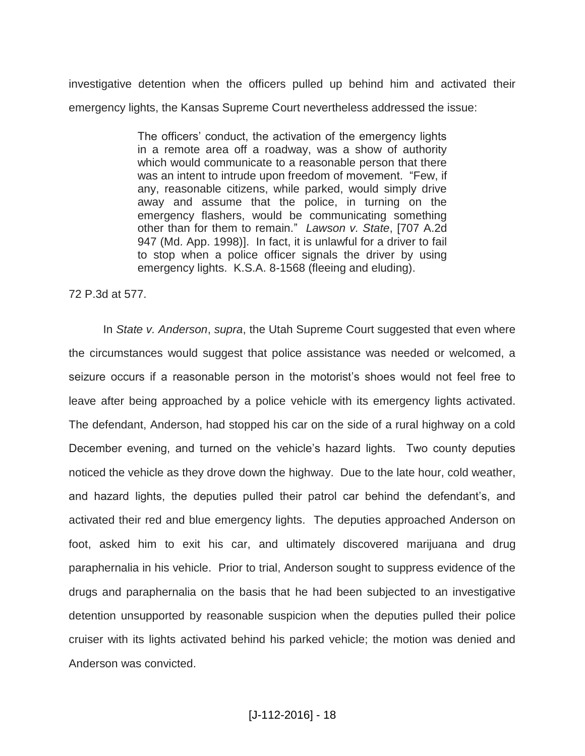investigative detention when the officers pulled up behind him and activated their emergency lights, the Kansas Supreme Court nevertheless addressed the issue:

> The officers' conduct, the activation of the emergency lights in a remote area off a roadway, was a show of authority which would communicate to a reasonable person that there was an intent to intrude upon freedom of movement. "Few, if any, reasonable citizens, while parked, would simply drive away and assume that the police, in turning on the emergency flashers, would be communicating something other than for them to remain." *Lawson v. State*, [707 A.2d 947 (Md. App. 1998)]. In fact, it is unlawful for a driver to fail to stop when a police officer signals the driver by using emergency lights. K.S.A. 8-1568 (fleeing and eluding).

72 P.3d at 577.

In *State v. Anderson*, *supra*, the Utah Supreme Court suggested that even where the circumstances would suggest that police assistance was needed or welcomed, a seizure occurs if a reasonable person in the motorist's shoes would not feel free to leave after being approached by a police vehicle with its emergency lights activated. The defendant, Anderson, had stopped his car on the side of a rural highway on a cold December evening, and turned on the vehicle's hazard lights. Two county deputies noticed the vehicle as they drove down the highway. Due to the late hour, cold weather, and hazard lights, the deputies pulled their patrol car behind the defendant's, and activated their red and blue emergency lights. The deputies approached Anderson on foot, asked him to exit his car, and ultimately discovered marijuana and drug paraphernalia in his vehicle. Prior to trial, Anderson sought to suppress evidence of the drugs and paraphernalia on the basis that he had been subjected to an investigative detention unsupported by reasonable suspicion when the deputies pulled their police cruiser with its lights activated behind his parked vehicle; the motion was denied and Anderson was convicted.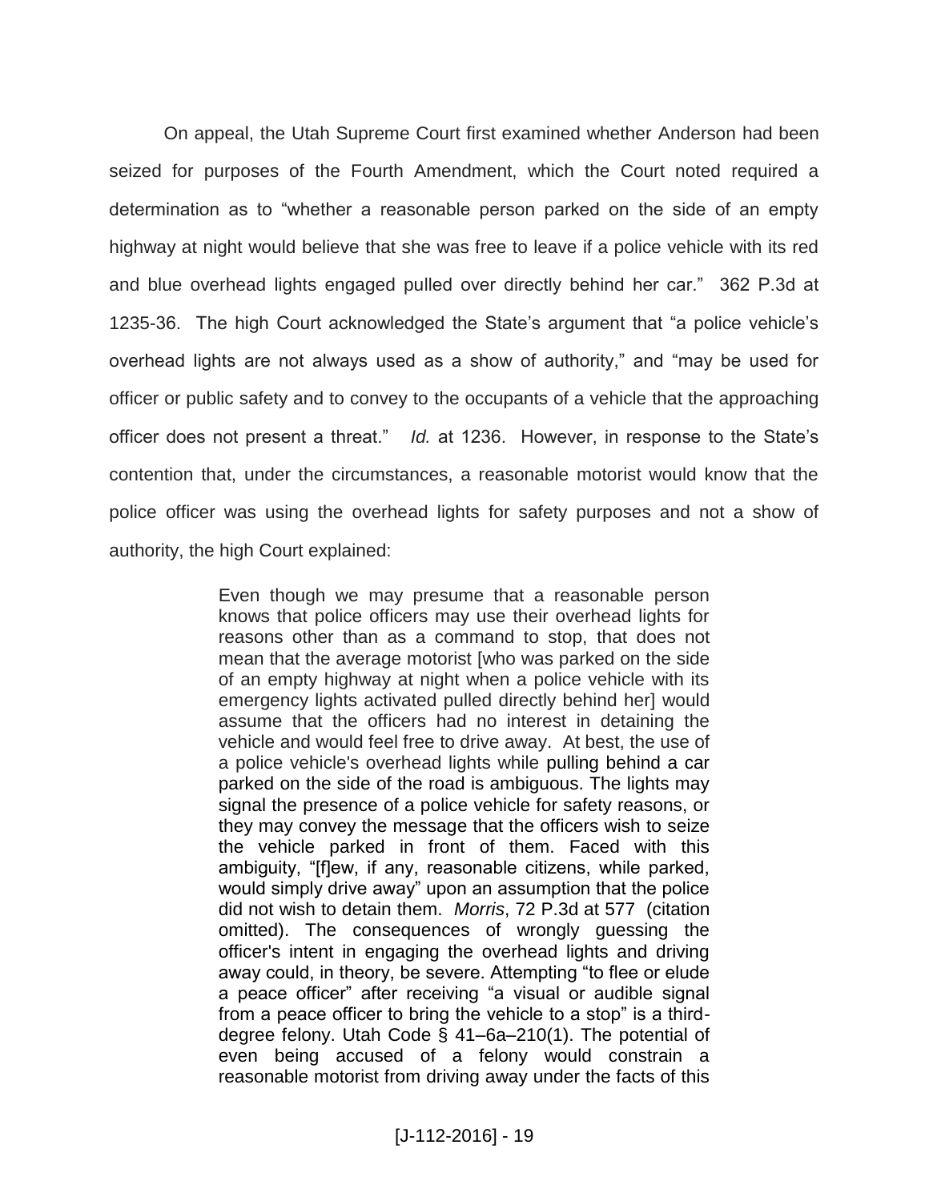On appeal, the Utah Supreme Court first examined whether Anderson had been seized for purposes of the Fourth Amendment, which the Court noted required a determination as to "whether a reasonable person parked on the side of an empty highway at night would believe that she was free to leave if a police vehicle with its red and blue overhead lights engaged pulled over directly behind her car." 362 P.3d at 1235-36. The high Court acknowledged the State's argument that "a police vehicle's overhead lights are not always used as a show of authority," and "may be used for officer or public safety and to convey to the occupants of a vehicle that the approaching officer does not present a threat." *Id.* at 1236. However, in response to the State's contention that, under the circumstances, a reasonable motorist would know that the police officer was using the overhead lights for safety purposes and not a show of authority, the high Court explained:

> Even though we may presume that a reasonable person knows that police officers may use their overhead lights for reasons other than as a command to stop, that does not mean that the average motorist [who was parked on the side of an empty highway at night when a police vehicle with its emergency lights activated pulled directly behind her] would assume that the officers had no interest in detaining the vehicle and would feel free to drive away. At best, the use of a police vehicle's overhead lights while pulling behind a car parked on the side of the road is ambiguous. The lights may signal the presence of a police vehicle for safety reasons, or they may convey the message that the officers wish to seize the vehicle parked in front of them. Faced with this ambiguity, "[f]ew, if any, reasonable citizens, while parked, would simply drive away" upon an assumption that the police did not wish to detain them. *Morris*, 72 P.3d at 577 (citation omitted). The consequences of wrongly guessing the officer's intent in engaging the overhead lights and driving away could, in theory, be severe. Attempting "to flee or elude a peace officer" after receiving "a visual or audible signal from a peace officer to bring the vehicle to a stop" is a third-degree felony. Utah Code § 41–6a–210(1). The potential of even being accused of a felony would constrain a reasonable motorist from driving away under the facts of this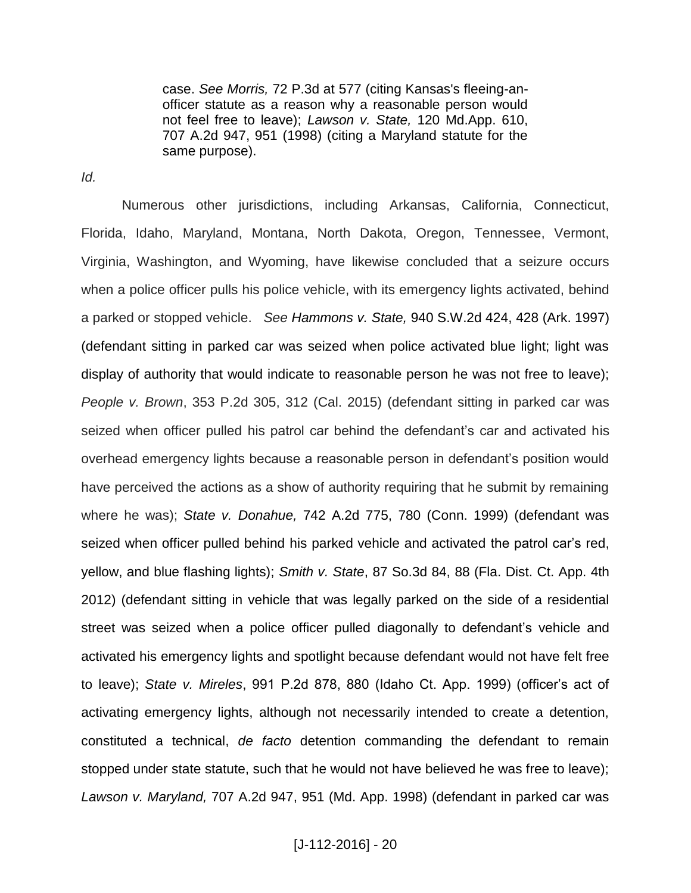> case. *See Morris,* 72 P.3d at 577 (citing Kansas's fleeing-an-officer statute as a reason why a reasonable person would not feel free to leave); *Lawson v. State,* 120 Md.App. 610, 707 A.2d 947, 951 (1998) (citing a Maryland statute for the same purpose).

*Id.*

Numerous other jurisdictions, including Arkansas, California, Connecticut, Florida, Idaho, Maryland, Montana, North Dakota, Oregon, Tennessee, Vermont, Virginia, Washington, and Wyoming, have likewise concluded that a seizure occurs when a police officer pulls his police vehicle, with its emergency lights activated, behind a parked or stopped vehicle. *See Hammons v. State,* 940 S.W.2d 424, 428 (Ark. 1997) (defendant sitting in parked car was seized when police activated blue light; light was display of authority that would indicate to reasonable person he was not free to leave); *People v. Brown*, 353 P.2d 305, 312 (Cal. 2015) (defendant sitting in parked car was seized when officer pulled his patrol car behind the defendant's car and activated his overhead emergency lights because a reasonable person in defendant's position would have perceived the actions as a show of authority requiring that he submit by remaining where he was); *State v. Donahue,* 742 A.2d 775, 780 (Conn. 1999) (defendant was seized when officer pulled behind his parked vehicle and activated the patrol car's red, yellow, and blue flashing lights); *Smith v. State*, 87 So.3d 84, 88 (Fla. Dist. Ct. App. 4th 2012) (defendant sitting in vehicle that was legally parked on the side of a residential street was seized when a police officer pulled diagonally to defendant's vehicle and activated his emergency lights and spotlight because defendant would not have felt free to leave); *State v. Mireles*, 991 P.2d 878, 880 (Idaho Ct. App. 1999) (officer's act of activating emergency lights, although not necessarily intended to create a detention, constituted a technical, *de facto* detention commanding the defendant to remain stopped under state statute, such that he would not have believed he was free to leave); *Lawson v. Maryland,* 707 A.2d 947, 951 (Md. App. 1998) (defendant in parked car was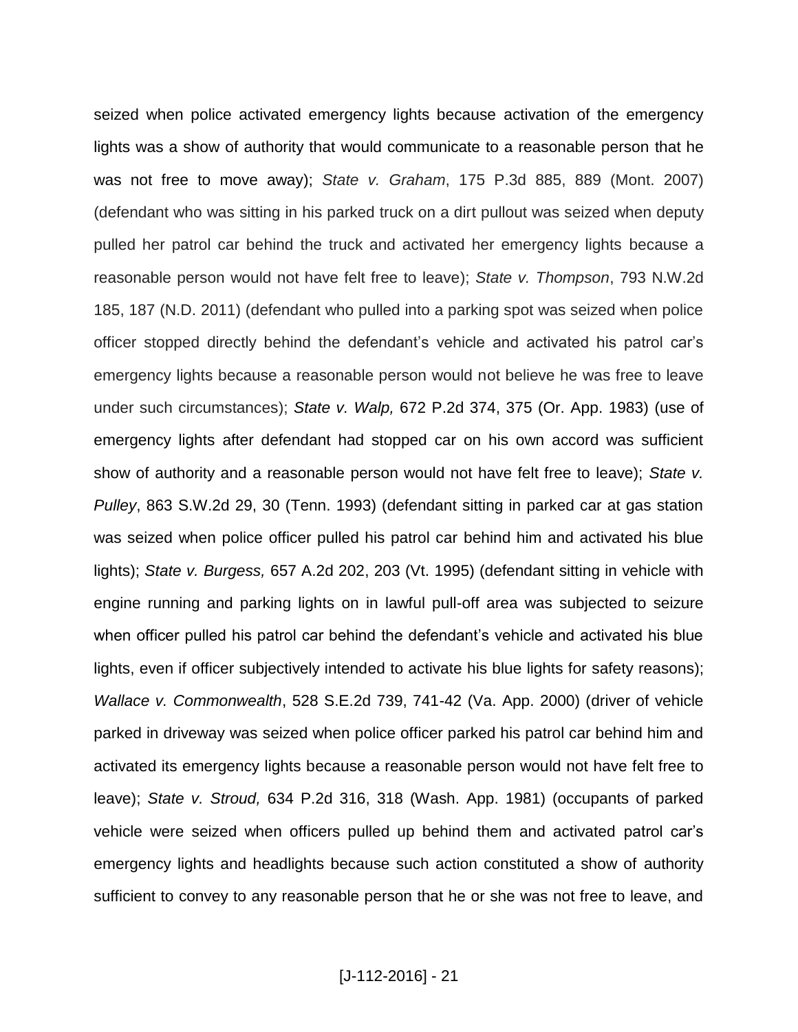seized when police activated emergency lights because activation of the emergency lights was a show of authority that would communicate to a reasonable person that he was not free to move away); *State v. Graham*, 175 P.3d 885, 889 (Mont. 2007) (defendant who was sitting in his parked truck on a dirt pullout was seized when deputy pulled her patrol car behind the truck and activated her emergency lights because a reasonable person would not have felt free to leave); *State v. Thompson*, 793 N.W.2d 185, 187 (N.D. 2011) (defendant who pulled into a parking spot was seized when police officer stopped directly behind the defendant's vehicle and activated his patrol car's emergency lights because a reasonable person would not believe he was free to leave under such circumstances); *State v. Walp,* 672 P.2d 374, 375 (Or. App. 1983) (use of emergency lights after defendant had stopped car on his own accord was sufficient show of authority and a reasonable person would not have felt free to leave); *State v. Pulley*, 863 S.W.2d 29, 30 (Tenn. 1993) (defendant sitting in parked car at gas station was seized when police officer pulled his patrol car behind him and activated his blue lights); *State v. Burgess,* 657 A.2d 202, 203 (Vt. 1995) (defendant sitting in vehicle with engine running and parking lights on in lawful pull-off area was subjected to seizure when officer pulled his patrol car behind the defendant's vehicle and activated his blue lights, even if officer subjectively intended to activate his blue lights for safety reasons); *Wallace v. Commonwealth*, 528 S.E.2d 739, 741-42 (Va. App. 2000) (driver of vehicle parked in driveway was seized when police officer parked his patrol car behind him and activated its emergency lights because a reasonable person would not have felt free to leave); *State v. Stroud,* 634 P.2d 316, 318 (Wash. App. 1981) (occupants of parked vehicle were seized when officers pulled up behind them and activated patrol car's emergency lights and headlights because such action constituted a show of authority sufficient to convey to any reasonable person that he or she was not free to leave, and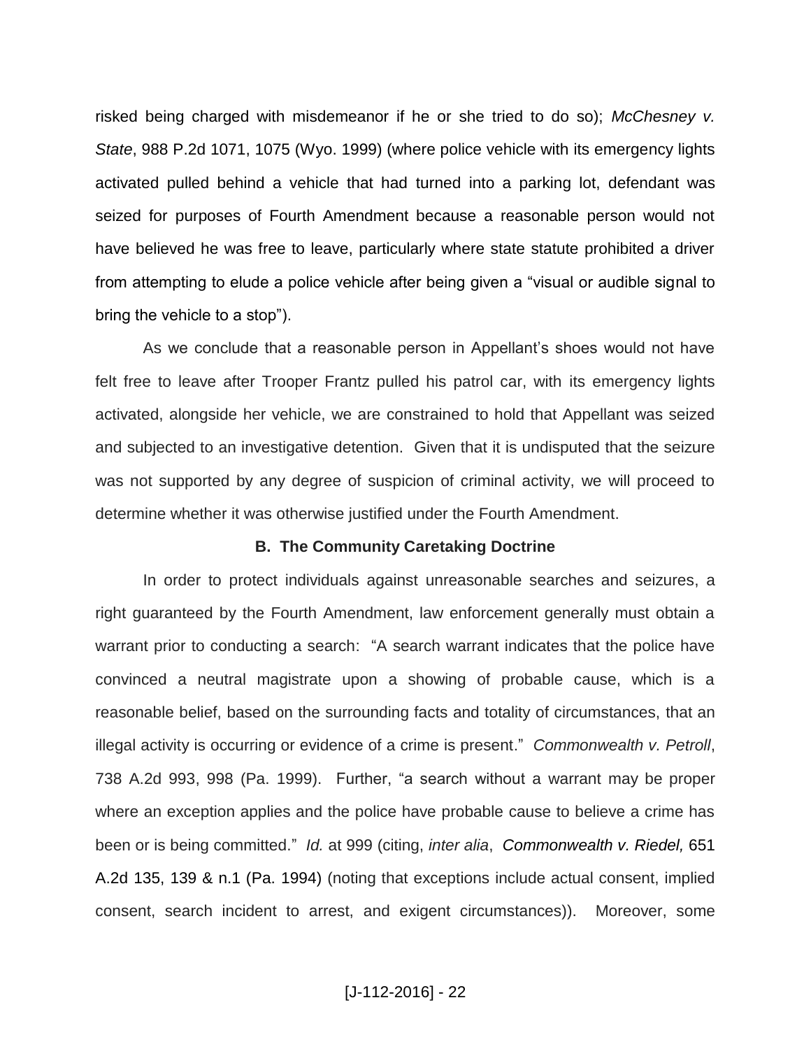risked being charged with misdemeanor if he or she tried to do so); *McChesney v. State*, 988 P.2d 1071, 1075 (Wyo. 1999) (where police vehicle with its emergency lights activated pulled behind a vehicle that had turned into a parking lot, defendant was seized for purposes of Fourth Amendment because a reasonable person would not have believed he was free to leave, particularly where state statute prohibited a driver from attempting to elude a police vehicle after being given a "visual or audible signal to bring the vehicle to a stop").

As we conclude that a reasonable person in Appellant's shoes would not have felt free to leave after Trooper Frantz pulled his patrol car, with its emergency lights activated, alongside her vehicle, we are constrained to hold that Appellant was seized and subjected to an investigative detention. Given that it is undisputed that the seizure was not supported by any degree of suspicion of criminal activity, we will proceed to determine whether it was otherwise justified under the Fourth Amendment.

**B. The Community Caretaking Doctrine**

In order to protect individuals against unreasonable searches and seizures, a right guaranteed by the Fourth Amendment, law enforcement generally must obtain a warrant prior to conducting a search: "A search warrant indicates that the police have convinced a neutral magistrate upon a showing of probable cause, which is a reasonable belief, based on the surrounding facts and totality of circumstances, that an illegal activity is occurring or evidence of a crime is present." *Commonwealth v. Petroll*, 738 A.2d 993, 998 (Pa. 1999). Further, "a search without a warrant may be proper where an exception applies and the police have probable cause to believe a crime has been or is being committed." *Id.* at 999 (citing, *inter alia*, *Commonwealth v. Riedel,* 651 A.2d 135, 139 & n.1 (Pa. 1994) (noting that exceptions include actual consent, implied consent, search incident to arrest, and exigent circumstances)). Moreover, some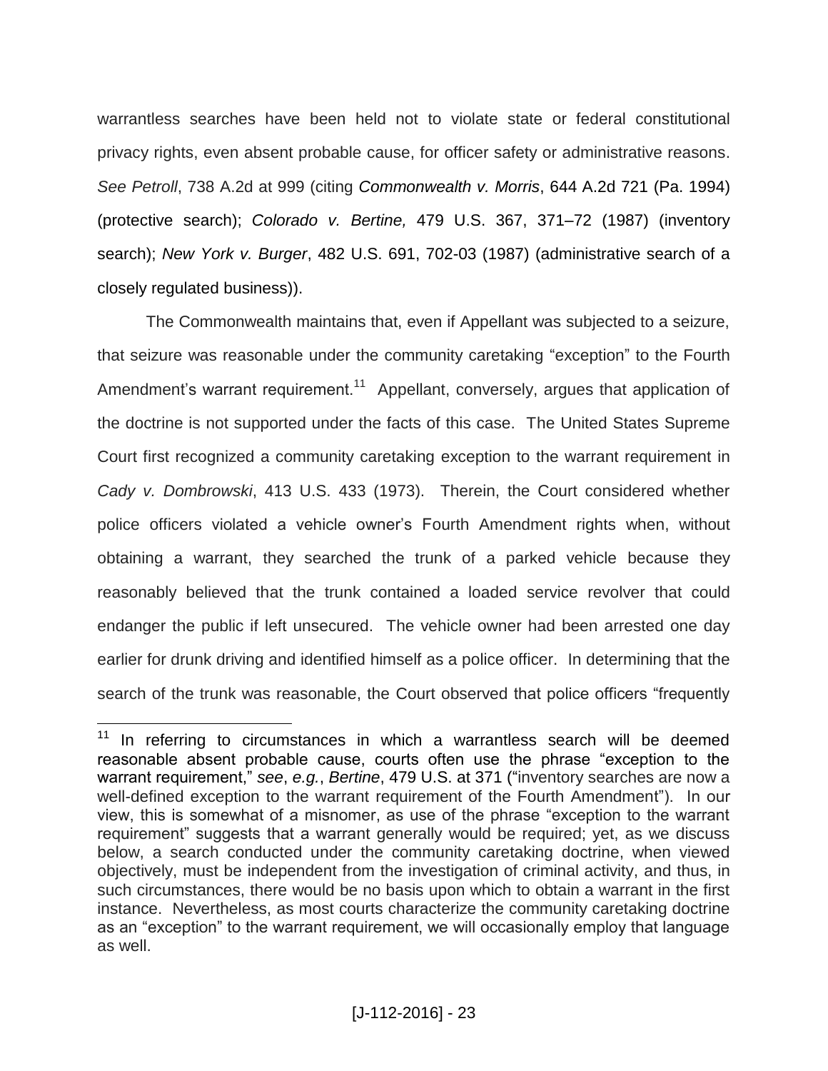warrantless searches have been held not to violate state or federal constitutional privacy rights, even absent probable cause, for officer safety or administrative reasons. *See Petroll*, 738 A.2d at 999 (citing *Commonwealth v. Morris*, 644 A.2d 721 (Pa. 1994) (protective search); *Colorado v. Bertine,* 479 U.S. 367, 371–72 (1987) (inventory search); *New York v. Burger*, 482 U.S. 691, 702-03 (1987) (administrative search of a closely regulated business)).

The Commonwealth maintains that, even if Appellant was subjected to a seizure, that seizure was reasonable under the community caretaking "exception" to the Fourth Amendment's warrant requirement.[11] Appellant, conversely, argues that application of the doctrine is not supported under the facts of this case. The United States Supreme Court first recognized a community caretaking exception to the warrant requirement in *Cady v. Dombrowski*, 413 U.S. 433 (1973). Therein, the Court considered whether police officers violated a vehicle owner's Fourth Amendment rights when, without obtaining a warrant, they searched the trunk of a parked vehicle because they reasonably believed that the trunk contained a loaded service revolver that could endanger the public if left unsecured. The vehicle owner had been arrested one day earlier for drunk driving and identified himself as a police officer. In determining that the search of the trunk was reasonable, the Court observed that police officers "frequently

---

[11] In referring to circumstances in which a warrantless search will be deemed reasonable absent probable cause, courts often use the phrase "exception to the warrant requirement," *see*, *e.g.*, *Bertine*, 479 U.S. at 371 ("inventory searches are now a well-defined exception to the warrant requirement of the Fourth Amendment"). In our view, this is somewhat of a misnomer, as use of the phrase "exception to the warrant requirement" suggests that a warrant generally would be required; yet, as we discuss below, a search conducted under the community caretaking doctrine, when viewed objectively, must be independent from the investigation of criminal activity, and thus, in such circumstances, there would be no basis upon which to obtain a warrant in the first instance. Nevertheless, as most courts characterize the community caretaking doctrine as an "exception" to the warrant requirement, we will occasionally employ that language as well.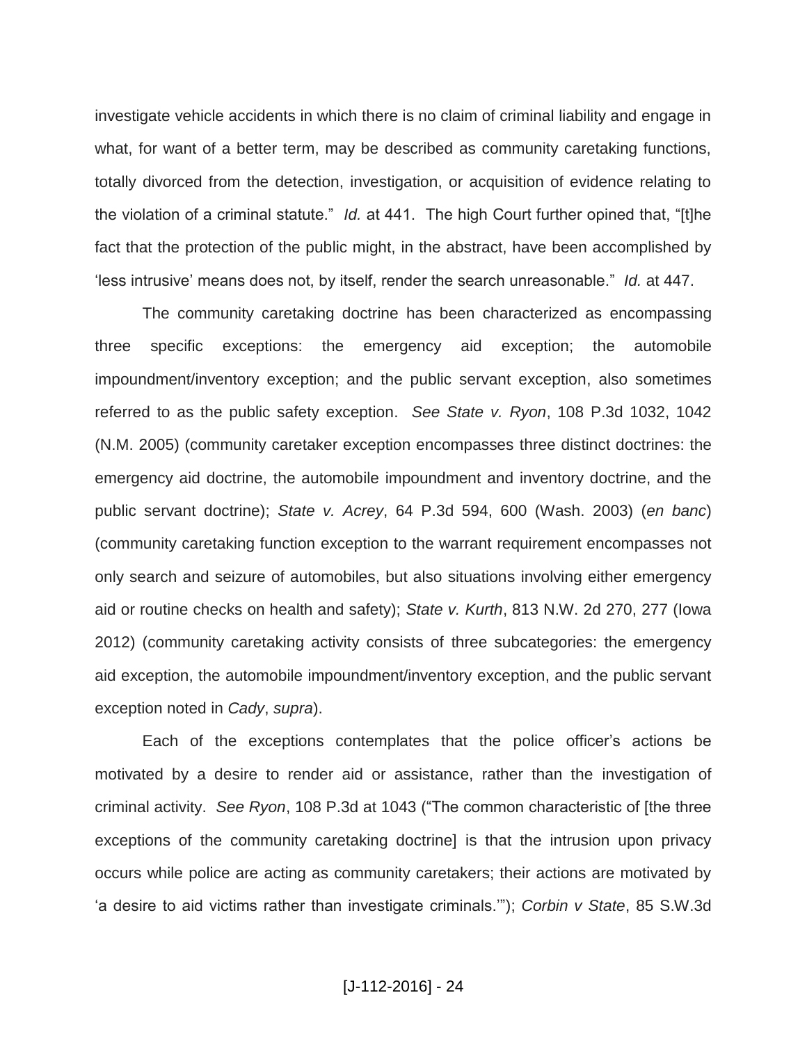investigate vehicle accidents in which there is no claim of criminal liability and engage in what, for want of a better term, may be described as community caretaking functions, totally divorced from the detection, investigation, or acquisition of evidence relating to the violation of a criminal statute." *Id.* at 441. The high Court further opined that, "[t]he fact that the protection of the public might, in the abstract, have been accomplished by 'less intrusive' means does not, by itself, render the search unreasonable." *Id.* at 447.

The community caretaking doctrine has been characterized as encompassing three specific exceptions: the emergency aid exception; the automobile impoundment/inventory exception; and the public servant exception, also sometimes referred to as the public safety exception. *See State v. Ryon*, 108 P.3d 1032, 1042 (N.M. 2005) (community caretaker exception encompasses three distinct doctrines: the emergency aid doctrine, the automobile impoundment and inventory doctrine, and the public servant doctrine); *State v. Acrey*, 64 P.3d 594, 600 (Wash. 2003) (*en banc*) (community caretaking function exception to the warrant requirement encompasses not only search and seizure of automobiles, but also situations involving either emergency aid or routine checks on health and safety); *State v. Kurth*, 813 N.W. 2d 270, 277 (Iowa 2012) (community caretaking activity consists of three subcategories: the emergency aid exception, the automobile impoundment/inventory exception, and the public servant exception noted in *Cady*, *supra*).

Each of the exceptions contemplates that the police officer's actions be motivated by a desire to render aid or assistance, rather than the investigation of criminal activity. *See Ryon*, 108 P.3d at 1043 ("The common characteristic of [the three exceptions of the community caretaking doctrine] is that the intrusion upon privacy occurs while police are acting as community caretakers; their actions are motivated by 'a desire to aid victims rather than investigate criminals.'"); *Corbin v State*, 85 S.W.3d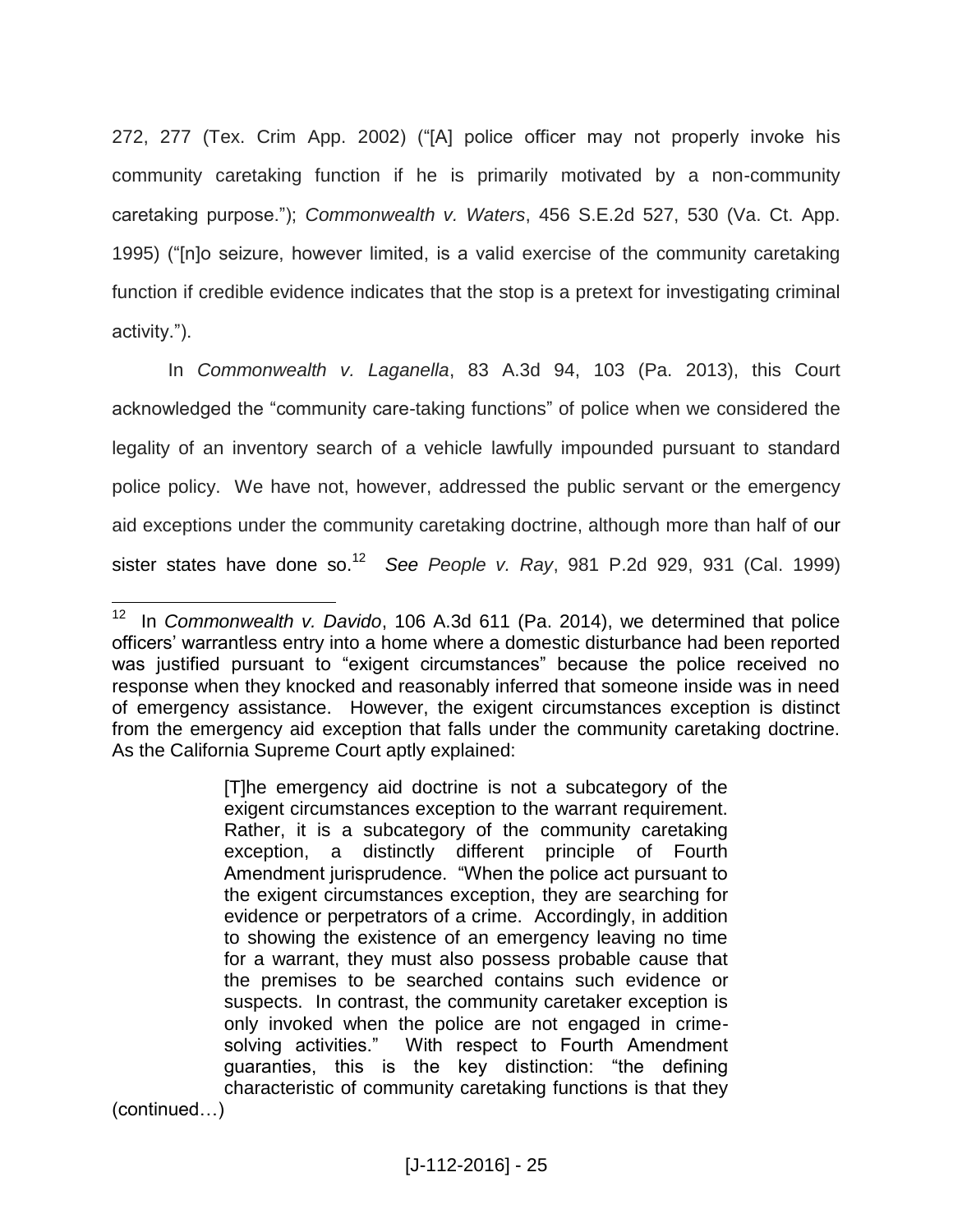272, 277 (Tex. Crim App. 2002) ("[A] police officer may not properly invoke his community caretaking function if he is primarily motivated by a non-community caretaking purpose."); *Commonwealth v. Waters*, 456 S.E.2d 527, 530 (Va. Ct. App. 1995) ("[n]o seizure, however limited, is a valid exercise of the community caretaking function if credible evidence indicates that the stop is a pretext for investigating criminal activity.").

In *Commonwealth v. Laganella*, 83 A.3d 94, 103 (Pa. 2013), this Court acknowledged the "community care-taking functions" of police when we considered the legality of an inventory search of a vehicle lawfully impounded pursuant to standard police policy. We have not, however, addressed the public servant or the emergency aid exceptions under the community caretaking doctrine, although more than half of our sister states have done so.[12] *See People v. Ray*, 981 P.2d 929, 931 (Cal. 1999)

---

[12] In *Commonwealth v. Davido*, 106 A.3d 611 (Pa. 2014), we determined that police officers' warrantless entry into a home where a domestic disturbance had been reported was justified pursuant to "exigent circumstances" because the police received no response when they knocked and reasonably inferred that someone inside was in need of emergency assistance. However, the exigent circumstances exception is distinct from the emergency aid exception that falls under the community caretaking doctrine. As the California Supreme Court aptly explained:

> [T]he emergency aid doctrine is not a subcategory of the exigent circumstances exception to the warrant requirement. Rather, it is a subcategory of the community caretaking exception, a distinctly different principle of Fourth Amendment jurisprudence. "When the police act pursuant to the exigent circumstances exception, they are searching for evidence or perpetrators of a crime. Accordingly, in addition to showing the existence of an emergency leaving no time for a warrant, they must also possess probable cause that the premises to be searched contains such evidence or suspects. In contrast, the community caretaker exception is only invoked when the police are not engaged in crime-solving activities." With respect to Fourth Amendment guaranties, this is the key distinction: "the defining characteristic of community caretaking functions is that they

(continued…)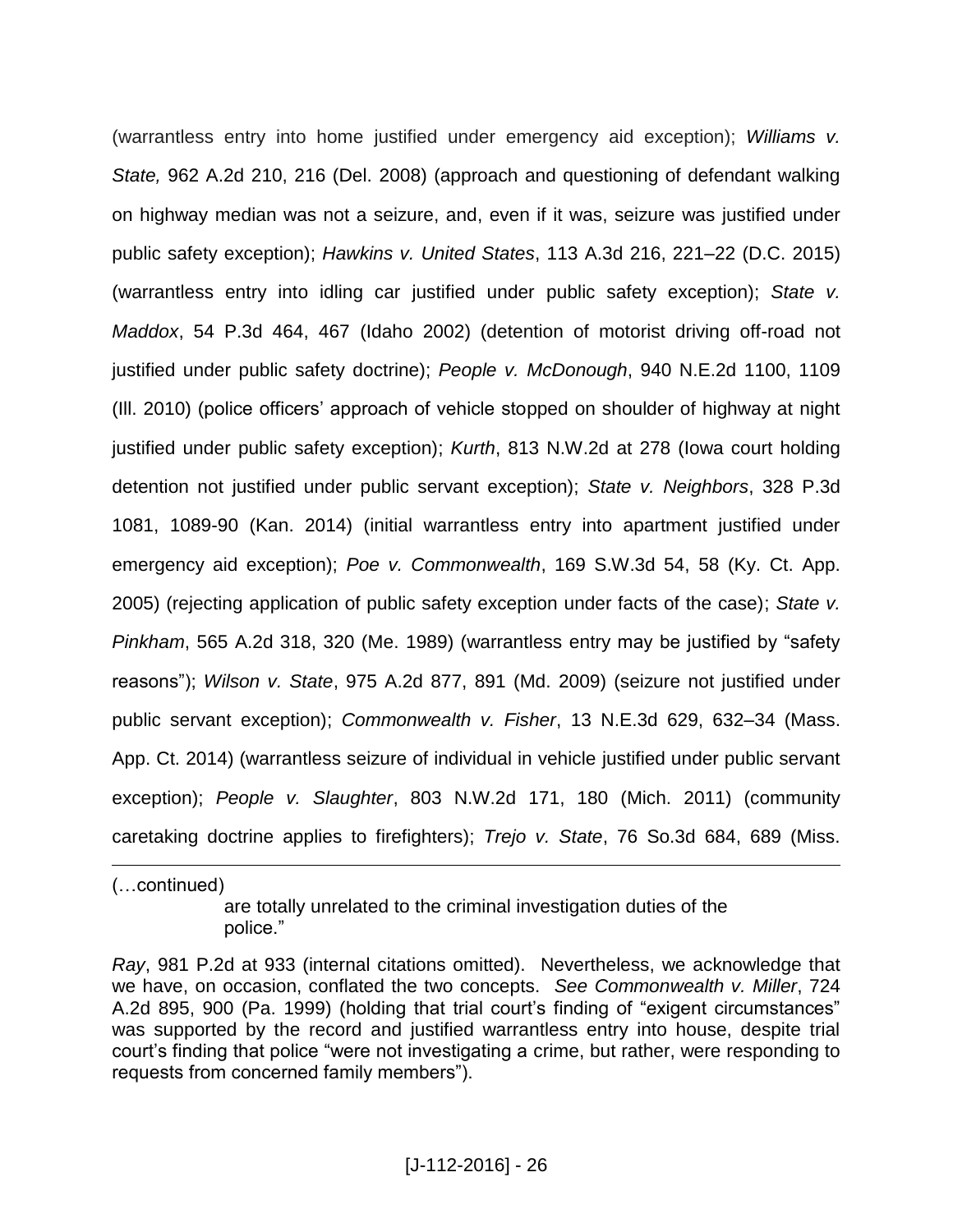(warrantless entry into home justified under emergency aid exception); *Williams v. State,* 962 A.2d 210, 216 (Del. 2008) (approach and questioning of defendant walking on highway median was not a seizure, and, even if it was, seizure was justified under public safety exception); *Hawkins v. United States*, 113 A.3d 216, 221–22 (D.C. 2015) (warrantless entry into idling car justified under public safety exception); *State v. Maddox*, 54 P.3d 464, 467 (Idaho 2002) (detention of motorist driving off-road not justified under public safety doctrine); *People v. McDonough*, 940 N.E.2d 1100, 1109 (Ill. 2010) (police officers' approach of vehicle stopped on shoulder of highway at night justified under public safety exception); *Kurth*, 813 N.W.2d at 278 (Iowa court holding detention not justified under public servant exception); *State v. Neighbors*, 328 P.3d 1081, 1089-90 (Kan. 2014) (initial warrantless entry into apartment justified under emergency aid exception); *Poe v. Commonwealth*, 169 S.W.3d 54, 58 (Ky. Ct. App. 2005) (rejecting application of public safety exception under facts of the case); *State v. Pinkham*, 565 A.2d 318, 320 (Me. 1989) (warrantless entry may be justified by "safety reasons"); *Wilson v. State*, 975 A.2d 877, 891 (Md. 2009) (seizure not justified under public servant exception); *Commonwealth v. Fisher*, 13 N.E.3d 629, 632–34 (Mass. App. Ct. 2014) (warrantless seizure of individual in vehicle justified under public servant exception); *People v. Slaughter*, 803 N.W.2d 171, 180 (Mich. 2011) (community caretaking doctrine applies to firefighters); *Trejo v. State*, 76 So.3d 684, 689 (Miss.

---

(…continued)

> are totally unrelated to the criminal investigation duties of the police."

*Ray*, 981 P.2d at 933 (internal citations omitted). Nevertheless, we acknowledge that we have, on occasion, conflated the two concepts. *See Commonwealth v. Miller*, 724 A.2d 895, 900 (Pa. 1999) (holding that trial court's finding of "exigent circumstances" was supported by the record and justified warrantless entry into house, despite trial court's finding that police "were not investigating a crime, but rather, were responding to requests from concerned family members").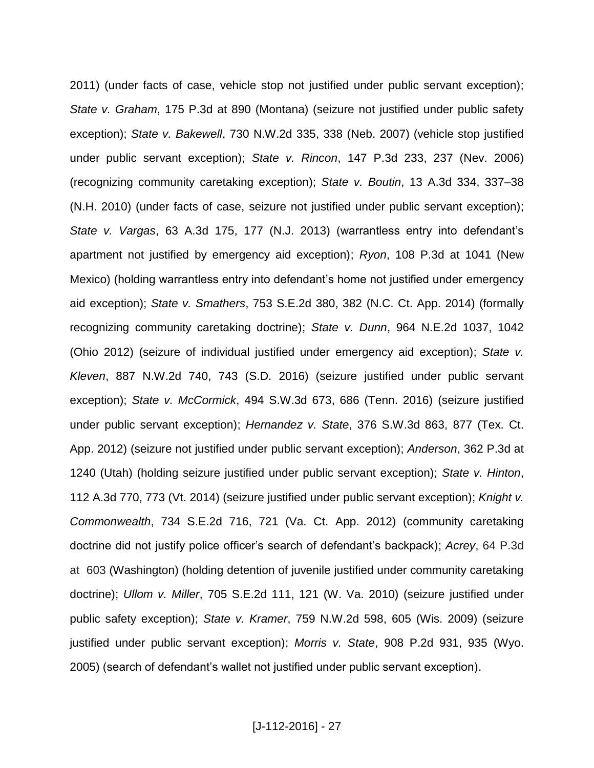2011) (under facts of case, vehicle stop not justified under public servant exception); *State v. Graham*, 175 P.3d at 890 (Montana) (seizure not justified under public safety exception); *State v. Bakewell*, 730 N.W.2d 335, 338 (Neb. 2007) (vehicle stop justified under public servant exception); *State v. Rincon*, 147 P.3d 233, 237 (Nev. 2006) (recognizing community caretaking exception); *State v. Boutin*, 13 A.3d 334, 337–38 (N.H. 2010) (under facts of case, seizure not justified under public servant exception); *State v. Vargas*, 63 A.3d 175, 177 (N.J. 2013) (warrantless entry into defendant's apartment not justified by emergency aid exception); *Ryon*, 108 P.3d at 1041 (New Mexico) (holding warrantless entry into defendant's home not justified under emergency aid exception); *State v. Smathers*, 753 S.E.2d 380, 382 (N.C. Ct. App. 2014) (formally recognizing community caretaking doctrine); *State v. Dunn*, 964 N.E.2d 1037, 1042 (Ohio 2012) (seizure of individual justified under emergency aid exception); *State v. Kleven*, 887 N.W.2d 740, 743 (S.D. 2016) (seizure justified under public servant exception); *State v. McCormick*, 494 S.W.3d 673, 686 (Tenn. 2016) (seizure justified under public servant exception); *Hernandez v. State*, 376 S.W.3d 863, 877 (Tex. Ct. App. 2012) (seizure not justified under public servant exception); *Anderson*, 362 P.3d at 1240 (Utah) (holding seizure justified under public servant exception); *State v. Hinton*, 112 A.3d 770, 773 (Vt. 2014) (seizure justified under public servant exception); *Knight v. Commonwealth*, 734 S.E.2d 716, 721 (Va. Ct. App. 2012) (community caretaking doctrine did not justify police officer's search of defendant's backpack); *Acrey*, 64 P.3d at 603 (Washington) (holding detention of juvenile justified under community caretaking doctrine); *Ullom v. Miller*, 705 S.E.2d 111, 121 (W. Va. 2010) (seizure justified under public safety exception); *State v. Kramer*, 759 N.W.2d 598, 605 (Wis. 2009) (seizure justified under public servant exception); *Morris v. State*, 908 P.2d 931, 935 (Wyo. 2005) (search of defendant's wallet not justified under public servant exception).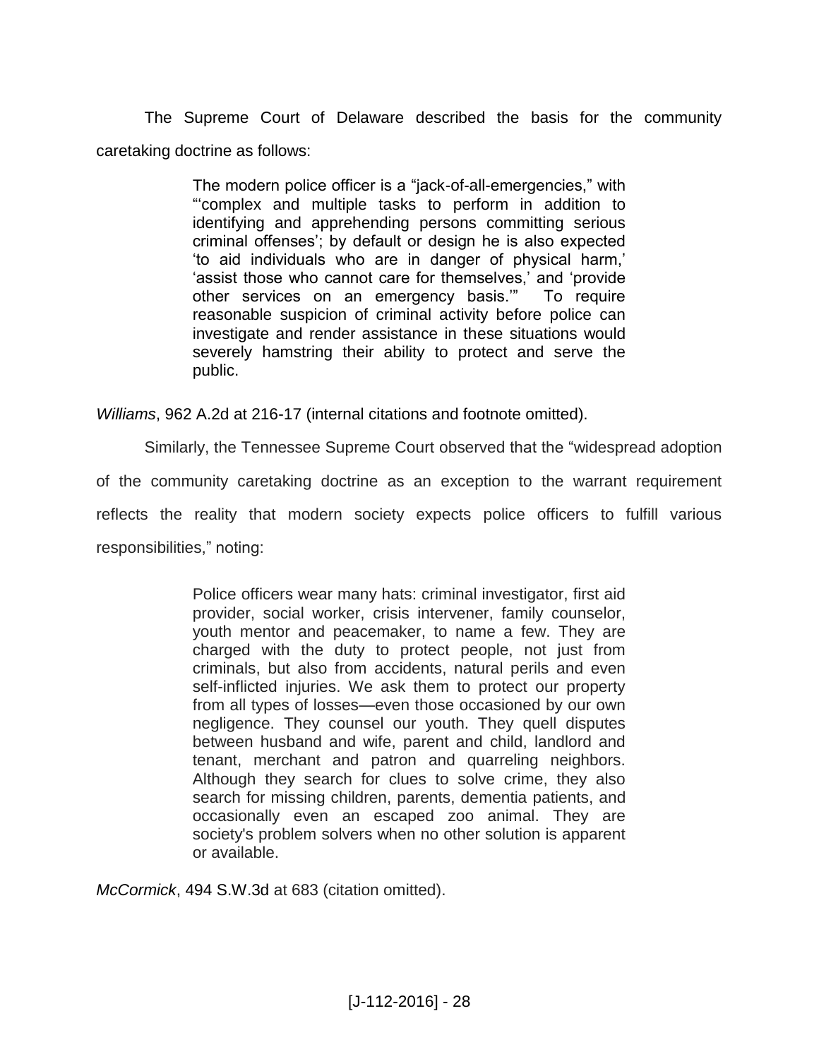The Supreme Court of Delaware described the basis for the community caretaking doctrine as follows:

> The modern police officer is a "jack-of-all-emergencies," with "'complex and multiple tasks to perform in addition to identifying and apprehending persons committing serious criminal offenses'; by default or design he is also expected 'to aid individuals who are in danger of physical harm,' 'assist those who cannot care for themselves,' and 'provide other services on an emergency basis.'" To require reasonable suspicion of criminal activity before police can investigate and render assistance in these situations would severely hamstring their ability to protect and serve the public.

*Williams*, 962 A.2d at 216-17 (internal citations and footnote omitted).

Similarly, the Tennessee Supreme Court observed that the "widespread adoption of the community caretaking doctrine as an exception to the warrant requirement reflects the reality that modern society expects police officers to fulfill various responsibilities," noting:

> Police officers wear many hats: criminal investigator, first aid provider, social worker, crisis intervener, family counselor, youth mentor and peacemaker, to name a few. They are charged with the duty to protect people, not just from criminals, but also from accidents, natural perils and even self-inflicted injuries. We ask them to protect our property from all types of losses—even those occasioned by our own negligence. They counsel our youth. They quell disputes between husband and wife, parent and child, landlord and tenant, merchant and patron and quarreling neighbors. Although they search for clues to solve crime, they also search for missing children, parents, dementia patients, and occasionally even an escaped zoo animal. They are society's problem solvers when no other solution is apparent or available.

*McCormick*, 494 S.W.3d at 683 (citation omitted).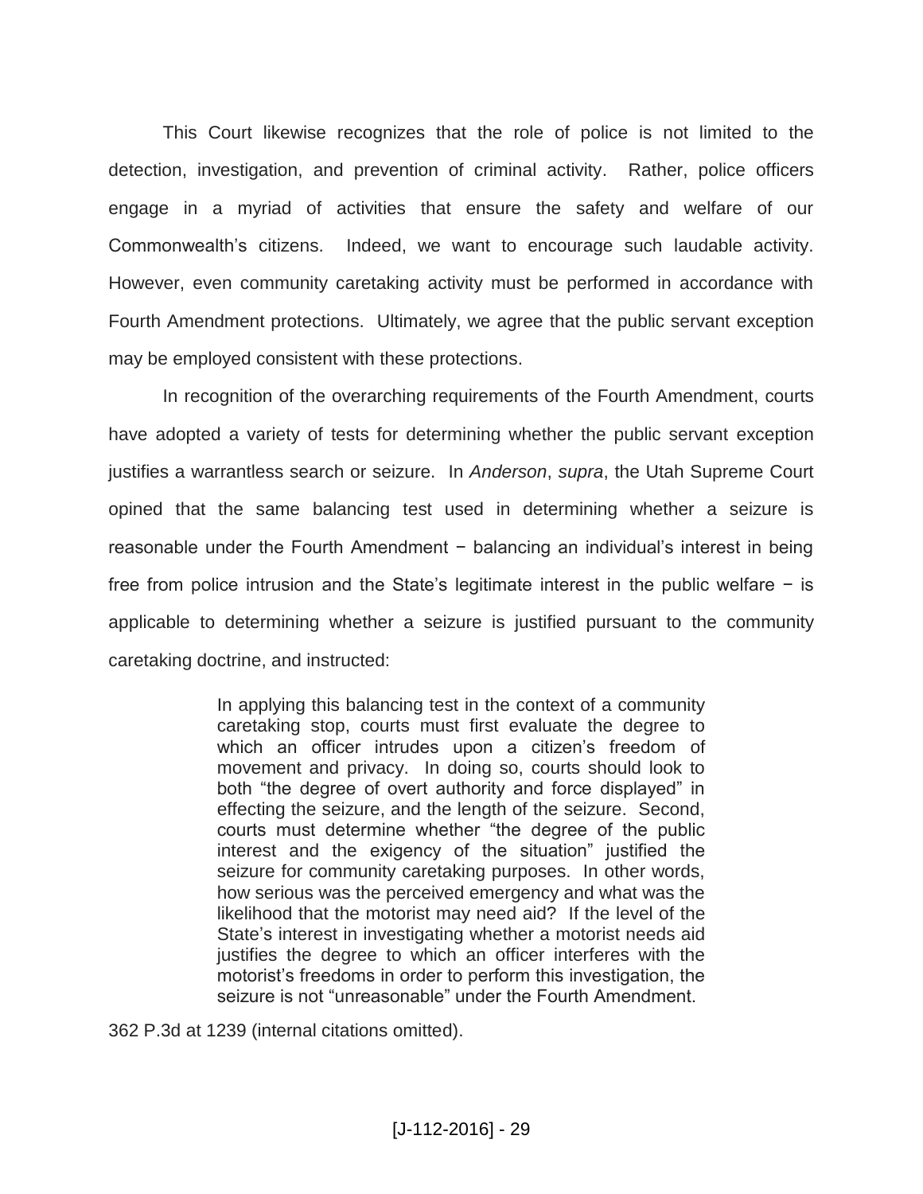This Court likewise recognizes that the role of police is not limited to the detection, investigation, and prevention of criminal activity. Rather, police officers engage in a myriad of activities that ensure the safety and welfare of our Commonwealth's citizens. Indeed, we want to encourage such laudable activity. However, even community caretaking activity must be performed in accordance with Fourth Amendment protections. Ultimately, we agree that the public servant exception may be employed consistent with these protections.

In recognition of the overarching requirements of the Fourth Amendment, courts have adopted a variety of tests for determining whether the public servant exception justifies a warrantless search or seizure. In *Anderson*, *supra*, the Utah Supreme Court opined that the same balancing test used in determining whether a seizure is reasonable under the Fourth Amendment − balancing an individual's interest in being free from police intrusion and the State's legitimate interest in the public welfare − is applicable to determining whether a seizure is justified pursuant to the community caretaking doctrine, and instructed:

> In applying this balancing test in the context of a community caretaking stop, courts must first evaluate the degree to which an officer intrudes upon a citizen's freedom of movement and privacy. In doing so, courts should look to both "the degree of overt authority and force displayed" in effecting the seizure, and the length of the seizure. Second, courts must determine whether "the degree of the public interest and the exigency of the situation" justified the seizure for community caretaking purposes. In other words, how serious was the perceived emergency and what was the likelihood that the motorist may need aid? If the level of the State's interest in investigating whether a motorist needs aid justifies the degree to which an officer interferes with the motorist's freedoms in order to perform this investigation, the seizure is not "unreasonable" under the Fourth Amendment.

362 P.3d at 1239 (internal citations omitted).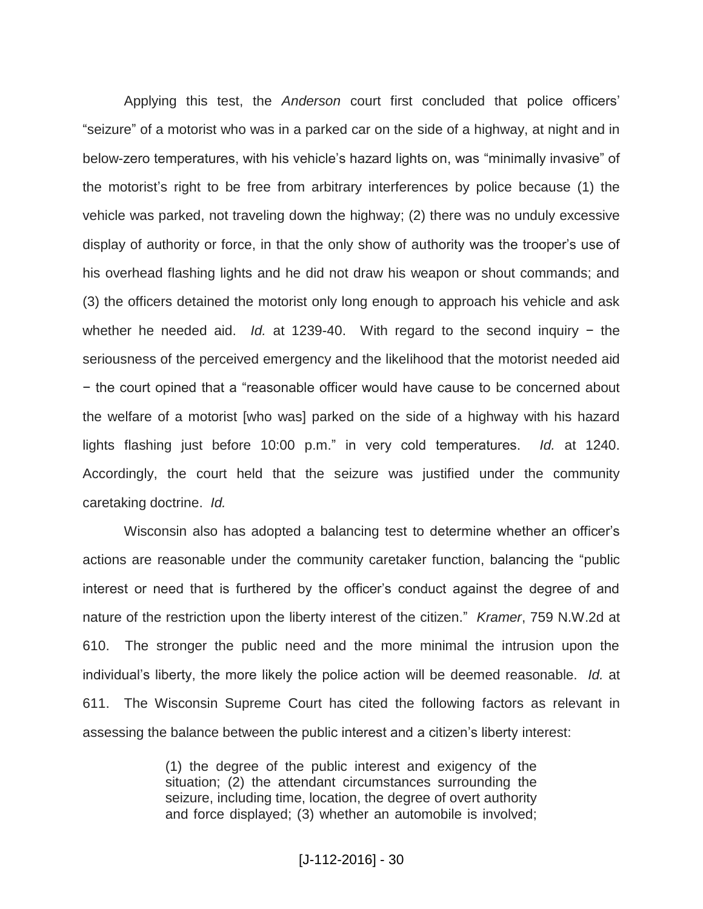Applying this test, the *Anderson* court first concluded that police officers' "seizure" of a motorist who was in a parked car on the side of a highway, at night and in below-zero temperatures, with his vehicle's hazard lights on, was "minimally invasive" of the motorist's right to be free from arbitrary interferences by police because (1) the vehicle was parked, not traveling down the highway; (2) there was no unduly excessive display of authority or force, in that the only show of authority was the trooper's use of his overhead flashing lights and he did not draw his weapon or shout commands; and (3) the officers detained the motorist only long enough to approach his vehicle and ask whether he needed aid. *Id.* at 1239-40. With regard to the second inquiry − the seriousness of the perceived emergency and the likelihood that the motorist needed aid − the court opined that a "reasonable officer would have cause to be concerned about the welfare of a motorist [who was] parked on the side of a highway with his hazard lights flashing just before 10:00 p.m." in very cold temperatures. *Id.* at 1240. Accordingly, the court held that the seizure was justified under the community caretaking doctrine. *Id.*

Wisconsin also has adopted a balancing test to determine whether an officer's actions are reasonable under the community caretaker function, balancing the "public interest or need that is furthered by the officer's conduct against the degree of and nature of the restriction upon the liberty interest of the citizen." *Kramer*, 759 N.W.2d at 610. The stronger the public need and the more minimal the intrusion upon the individual's liberty, the more likely the police action will be deemed reasonable. *Id.* at 611. The Wisconsin Supreme Court has cited the following factors as relevant in assessing the balance between the public interest and a citizen's liberty interest:

> (1) the degree of the public interest and exigency of the situation; (2) the attendant circumstances surrounding the seizure, including time, location, the degree of overt authority and force displayed; (3) whether an automobile is involved;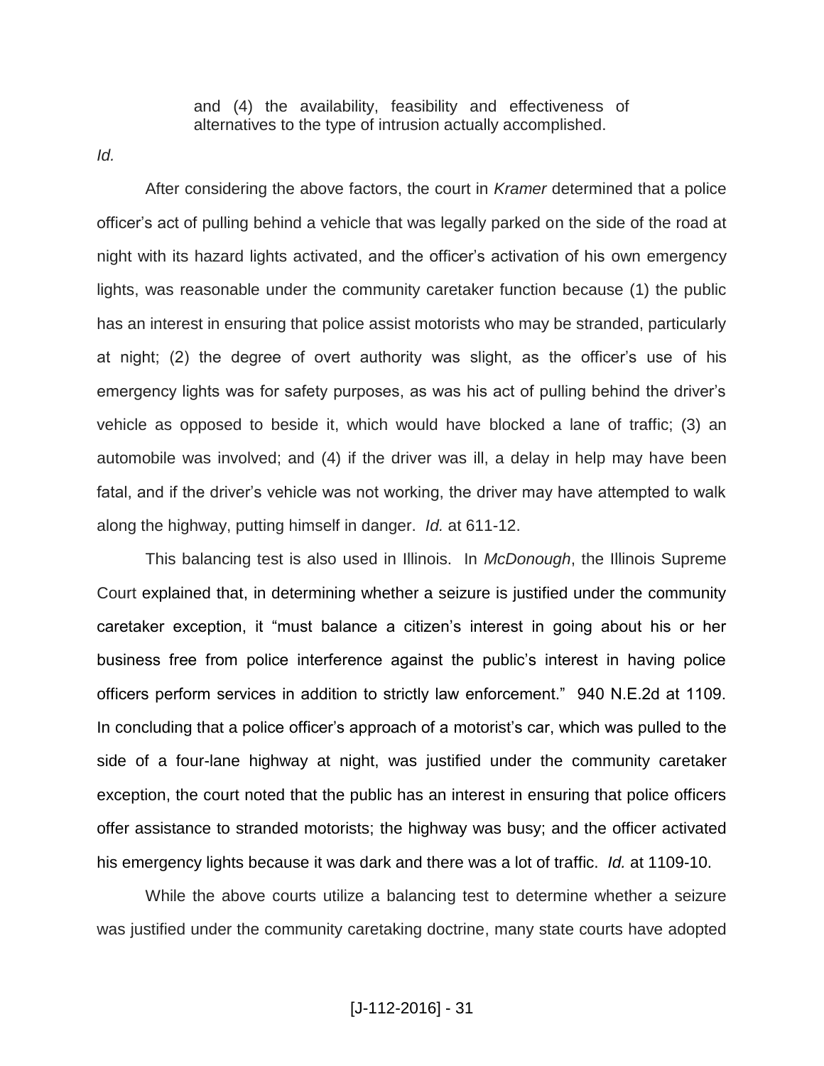> and (4) the availability, feasibility and effectiveness of alternatives to the type of intrusion actually accomplished.

*Id.*

After considering the above factors, the court in *Kramer* determined that a police officer's act of pulling behind a vehicle that was legally parked on the side of the road at night with its hazard lights activated, and the officer's activation of his own emergency lights, was reasonable under the community caretaker function because (1) the public has an interest in ensuring that police assist motorists who may be stranded, particularly at night; (2) the degree of overt authority was slight, as the officer's use of his emergency lights was for safety purposes, as was his act of pulling behind the driver's vehicle as opposed to beside it, which would have blocked a lane of traffic; (3) an automobile was involved; and (4) if the driver was ill, a delay in help may have been fatal, and if the driver's vehicle was not working, the driver may have attempted to walk along the highway, putting himself in danger. *Id.* at 611-12.

This balancing test is also used in Illinois. In *McDonough*, the Illinois Supreme Court explained that, in determining whether a seizure is justified under the community caretaker exception, it "must balance a citizen's interest in going about his or her business free from police interference against the public's interest in having police officers perform services in addition to strictly law enforcement." 940 N.E.2d at 1109. In concluding that a police officer's approach of a motorist's car, which was pulled to the side of a four-lane highway at night, was justified under the community caretaker exception, the court noted that the public has an interest in ensuring that police officers offer assistance to stranded motorists; the highway was busy; and the officer activated his emergency lights because it was dark and there was a lot of traffic. *Id.* at 1109-10.

While the above courts utilize a balancing test to determine whether a seizure was justified under the community caretaking doctrine, many state courts have adopted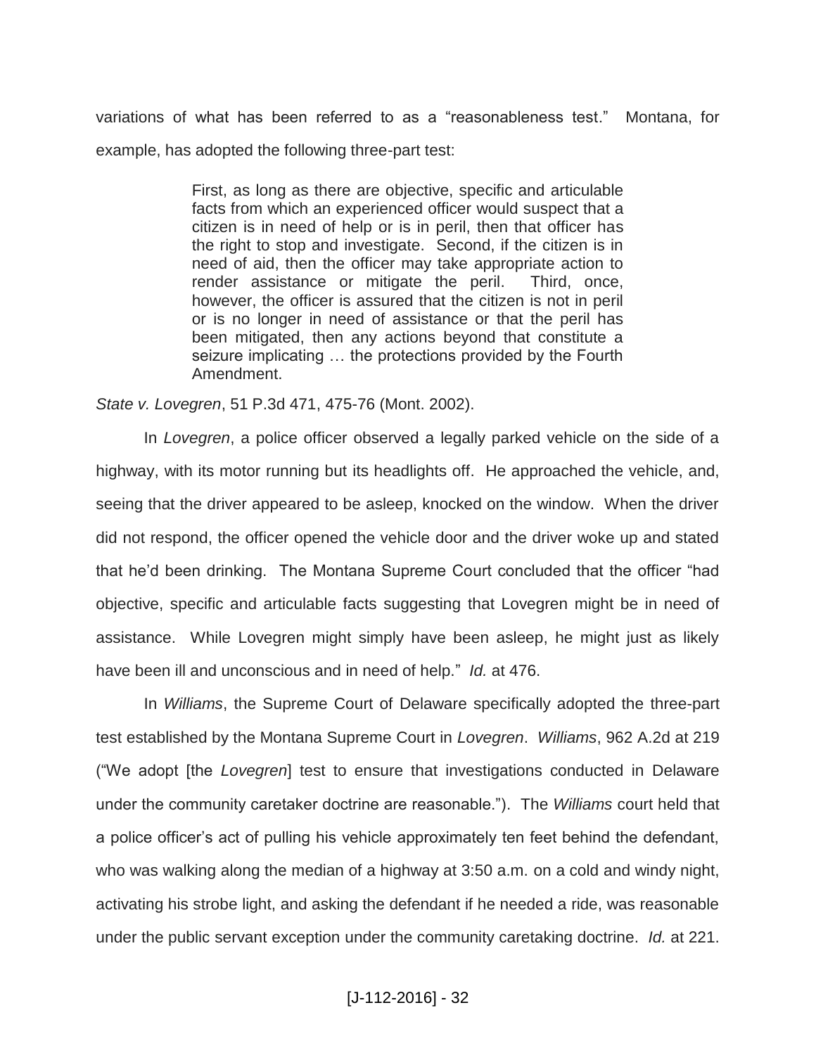variations of what has been referred to as a "reasonableness test." Montana, for example, has adopted the following three-part test:

> First, as long as there are objective, specific and articulable facts from which an experienced officer would suspect that a citizen is in need of help or is in peril, then that officer has the right to stop and investigate. Second, if the citizen is in need of aid, then the officer may take appropriate action to render assistance or mitigate the peril. Third, once, however, the officer is assured that the citizen is not in peril or is no longer in need of assistance or that the peril has been mitigated, then any actions beyond that constitute a seizure implicating … the protections provided by the Fourth Amendment.

*State v. Lovegren*, 51 P.3d 471, 475-76 (Mont. 2002).

In *Lovegren*, a police officer observed a legally parked vehicle on the side of a highway, with its motor running but its headlights off. He approached the vehicle, and, seeing that the driver appeared to be asleep, knocked on the window. When the driver did not respond, the officer opened the vehicle door and the driver woke up and stated that he'd been drinking. The Montana Supreme Court concluded that the officer "had objective, specific and articulable facts suggesting that Lovegren might be in need of assistance. While Lovegren might simply have been asleep, he might just as likely have been ill and unconscious and in need of help." *Id.* at 476.

In *Williams*, the Supreme Court of Delaware specifically adopted the three-part test established by the Montana Supreme Court in *Lovegren*. *Williams*, 962 A.2d at 219 ("We adopt [the *Lovegren*] test to ensure that investigations conducted in Delaware under the community caretaker doctrine are reasonable."). The *Williams* court held that a police officer's act of pulling his vehicle approximately ten feet behind the defendant, who was walking along the median of a highway at 3:50 a.m. on a cold and windy night, activating his strobe light, and asking the defendant if he needed a ride, was reasonable under the public servant exception under the community caretaking doctrine. *Id.* at 221.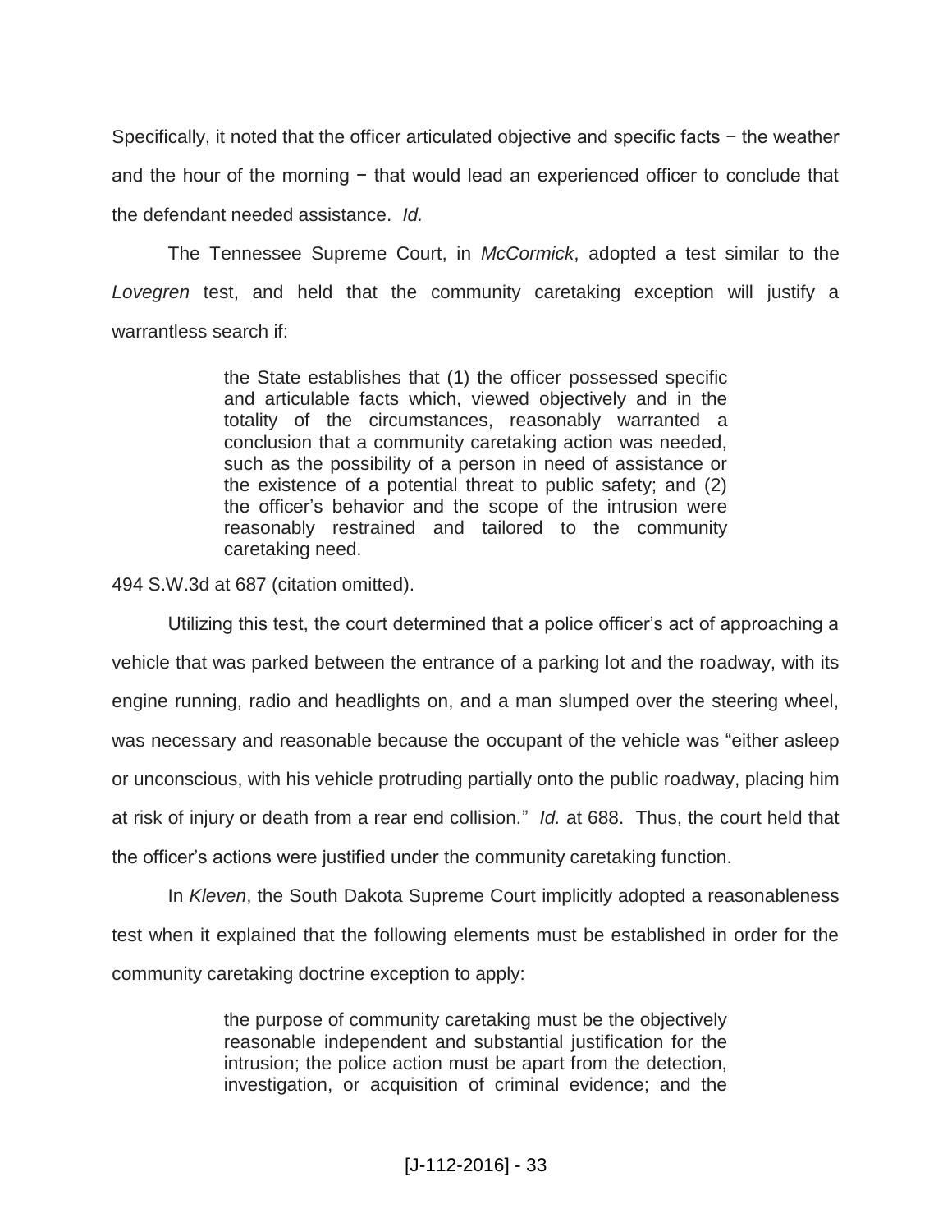Specifically, it noted that the officer articulated objective and specific facts − the weather and the hour of the morning − that would lead an experienced officer to conclude that the defendant needed assistance. *Id.*

The Tennessee Supreme Court, in *McCormick*, adopted a test similar to the *Lovegren* test, and held that the community caretaking exception will justify a warrantless search if:

> the State establishes that (1) the officer possessed specific and articulable facts which, viewed objectively and in the totality of the circumstances, reasonably warranted a conclusion that a community caretaking action was needed, such as the possibility of a person in need of assistance or the existence of a potential threat to public safety; and (2) the officer's behavior and the scope of the intrusion were reasonably restrained and tailored to the community caretaking need.

494 S.W.3d at 687 (citation omitted).

Utilizing this test, the court determined that a police officer's act of approaching a vehicle that was parked between the entrance of a parking lot and the roadway, with its engine running, radio and headlights on, and a man slumped over the steering wheel, was necessary and reasonable because the occupant of the vehicle was "either asleep or unconscious, with his vehicle protruding partially onto the public roadway, placing him at risk of injury or death from a rear end collision." *Id.* at 688. Thus, the court held that the officer's actions were justified under the community caretaking function.

In *Kleven*, the South Dakota Supreme Court implicitly adopted a reasonableness test when it explained that the following elements must be established in order for the community caretaking doctrine exception to apply:

> the purpose of community caretaking must be the objectively reasonable independent and substantial justification for the intrusion; the police action must be apart from the detection, investigation, or acquisition of criminal evidence; and the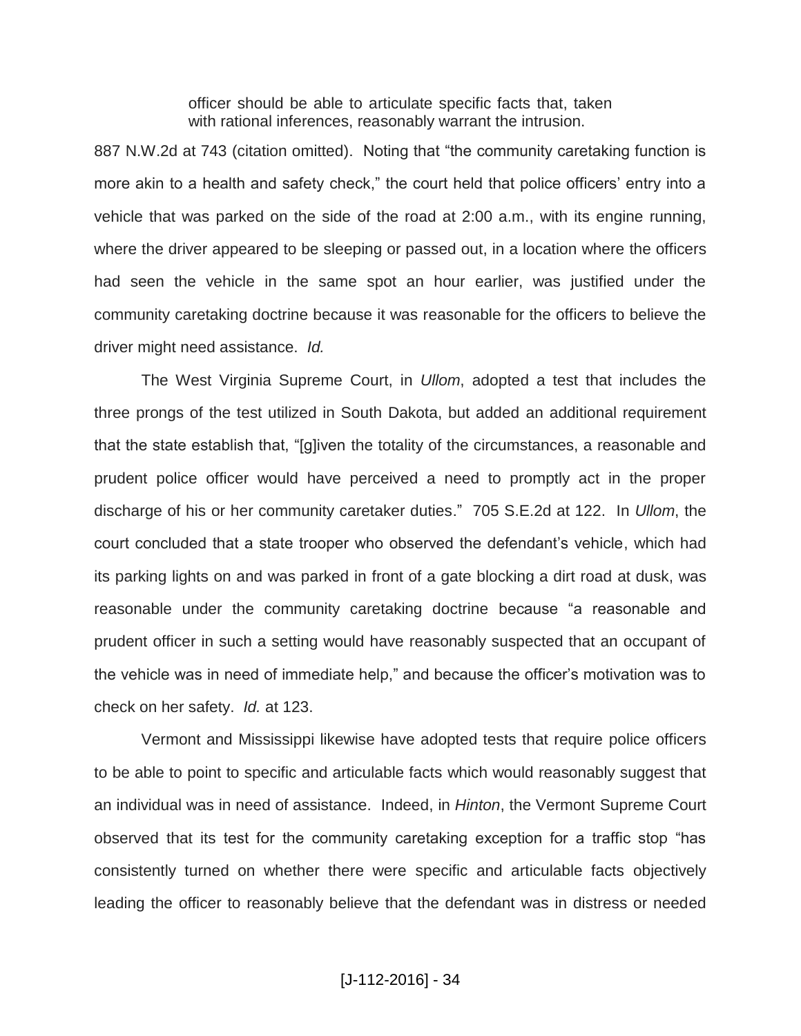> officer should be able to articulate specific facts that, taken with rational inferences, reasonably warrant the intrusion.

887 N.W.2d at 743 (citation omitted). Noting that "the community caretaking function is more akin to a health and safety check," the court held that police officers' entry into a vehicle that was parked on the side of the road at 2:00 a.m., with its engine running, where the driver appeared to be sleeping or passed out, in a location where the officers had seen the vehicle in the same spot an hour earlier, was justified under the community caretaking doctrine because it was reasonable for the officers to believe the driver might need assistance. *Id.*

The West Virginia Supreme Court, in *Ullom*, adopted a test that includes the three prongs of the test utilized in South Dakota, but added an additional requirement that the state establish that, "[g]iven the totality of the circumstances, a reasonable and prudent police officer would have perceived a need to promptly act in the proper discharge of his or her community caretaker duties." 705 S.E.2d at 122. In *Ullom*, the court concluded that a state trooper who observed the defendant's vehicle, which had its parking lights on and was parked in front of a gate blocking a dirt road at dusk, was reasonable under the community caretaking doctrine because "a reasonable and prudent officer in such a setting would have reasonably suspected that an occupant of the vehicle was in need of immediate help," and because the officer's motivation was to check on her safety. *Id.* at 123.

Vermont and Mississippi likewise have adopted tests that require police officers to be able to point to specific and articulable facts which would reasonably suggest that an individual was in need of assistance. Indeed, in *Hinton*, the Vermont Supreme Court observed that its test for the community caretaking exception for a traffic stop "has consistently turned on whether there were specific and articulable facts objectively leading the officer to reasonably believe that the defendant was in distress or needed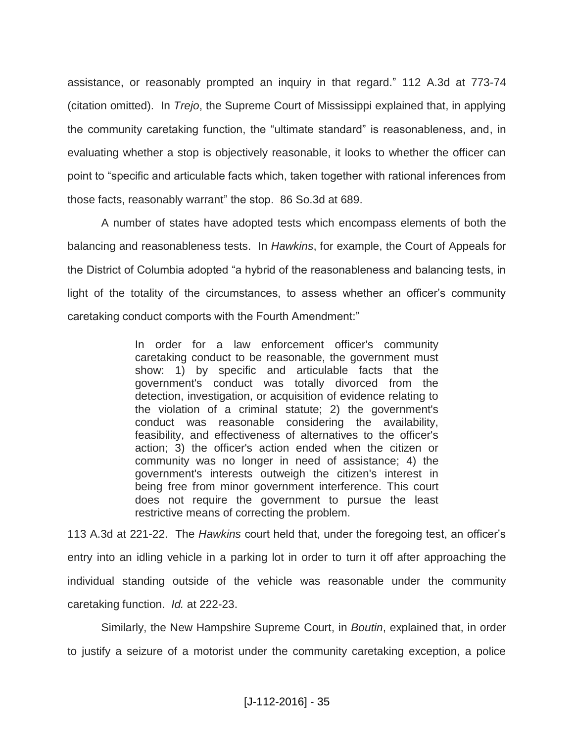assistance, or reasonably prompted an inquiry in that regard." 112 A.3d at 773-74 (citation omitted). In *Trejo*, the Supreme Court of Mississippi explained that, in applying the community caretaking function, the "ultimate standard" is reasonableness, and, in evaluating whether a stop is objectively reasonable, it looks to whether the officer can point to "specific and articulable facts which, taken together with rational inferences from those facts, reasonably warrant" the stop. 86 So.3d at 689.

A number of states have adopted tests which encompass elements of both the balancing and reasonableness tests. In *Hawkins*, for example, the Court of Appeals for the District of Columbia adopted "a hybrid of the reasonableness and balancing tests, in light of the totality of the circumstances, to assess whether an officer's community caretaking conduct comports with the Fourth Amendment:"

> In order for a law enforcement officer's community caretaking conduct to be reasonable, the government must show: 1) by specific and articulable facts that the government's conduct was totally divorced from the detection, investigation, or acquisition of evidence relating to the violation of a criminal statute; 2) the government's conduct was reasonable considering the availability, feasibility, and effectiveness of alternatives to the officer's action; 3) the officer's action ended when the citizen or community was no longer in need of assistance; 4) the government's interests outweigh the citizen's interest in being free from minor government interference. This court does not require the government to pursue the least restrictive means of correcting the problem.

113 A.3d at 221-22. The *Hawkins* court held that, under the foregoing test, an officer's entry into an idling vehicle in a parking lot in order to turn it off after approaching the individual standing outside of the vehicle was reasonable under the community caretaking function. *Id.* at 222-23.

Similarly, the New Hampshire Supreme Court, in *Boutin*, explained that, in order to justify a seizure of a motorist under the community caretaking exception, a police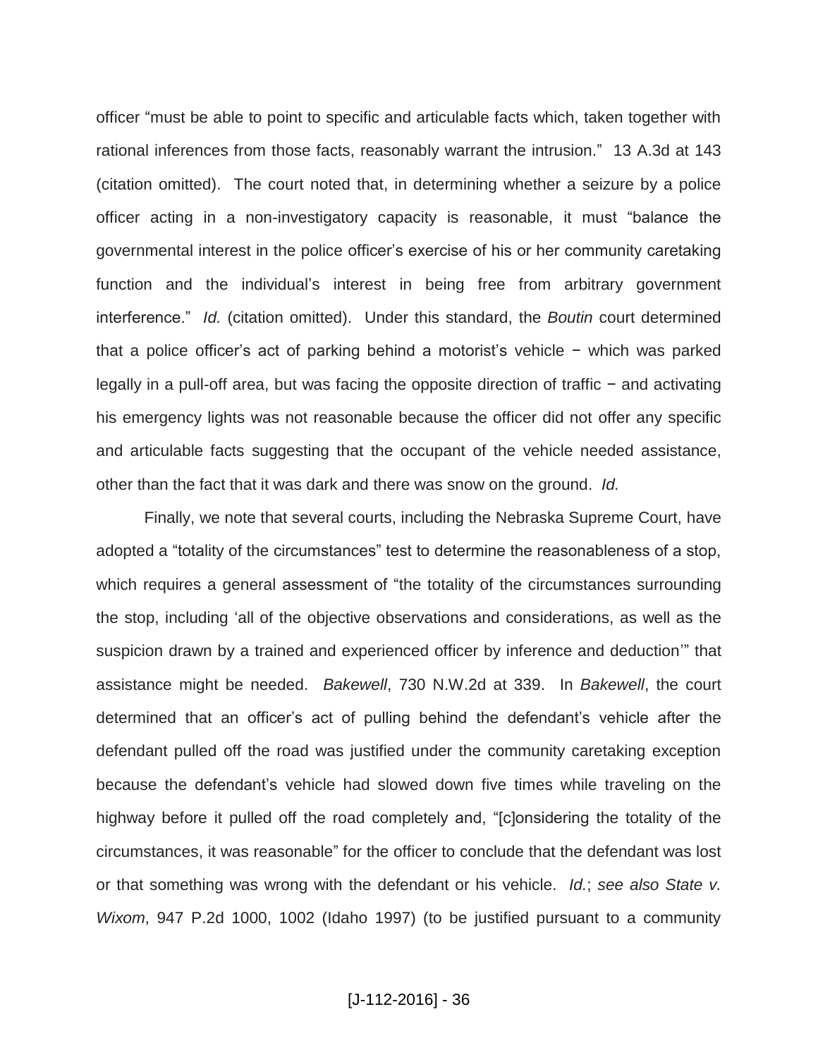officer "must be able to point to specific and articulable facts which, taken together with rational inferences from those facts, reasonably warrant the intrusion." 13 A.3d at 143 (citation omitted). The court noted that, in determining whether a seizure by a police officer acting in a non-investigatory capacity is reasonable, it must "balance the governmental interest in the police officer's exercise of his or her community caretaking function and the individual's interest in being free from arbitrary government interference." *Id.* (citation omitted). Under this standard, the *Boutin* court determined that a police officer's act of parking behind a motorist's vehicle − which was parked legally in a pull-off area, but was facing the opposite direction of traffic − and activating his emergency lights was not reasonable because the officer did not offer any specific and articulable facts suggesting that the occupant of the vehicle needed assistance, other than the fact that it was dark and there was snow on the ground. *Id.*

Finally, we note that several courts, including the Nebraska Supreme Court, have adopted a "totality of the circumstances" test to determine the reasonableness of a stop, which requires a general assessment of "the totality of the circumstances surrounding the stop, including 'all of the objective observations and considerations, as well as the suspicion drawn by a trained and experienced officer by inference and deduction'" that assistance might be needed. *Bakewell*, 730 N.W.2d at 339. In *Bakewell*, the court determined that an officer's act of pulling behind the defendant's vehicle after the defendant pulled off the road was justified under the community caretaking exception because the defendant's vehicle had slowed down five times while traveling on the highway before it pulled off the road completely and, "[c]onsidering the totality of the circumstances, it was reasonable" for the officer to conclude that the defendant was lost or that something was wrong with the defendant or his vehicle. *Id.*; *see also State v. Wixom*, 947 P.2d 1000, 1002 (Idaho 1997) (to be justified pursuant to a community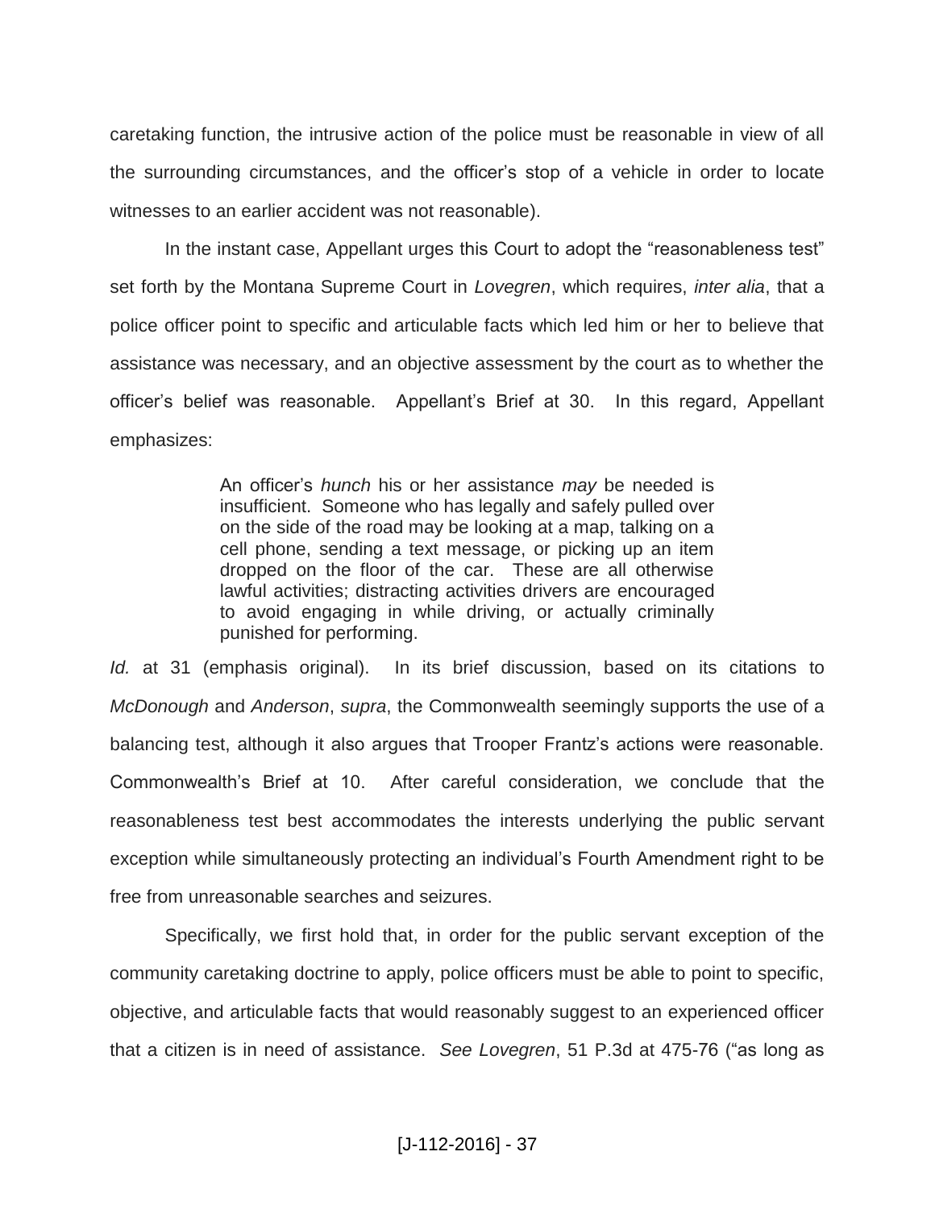caretaking function, the intrusive action of the police must be reasonable in view of all the surrounding circumstances, and the officer's stop of a vehicle in order to locate witnesses to an earlier accident was not reasonable).

In the instant case, Appellant urges this Court to adopt the "reasonableness test" set forth by the Montana Supreme Court in *Lovegren*, which requires, *inter alia*, that a police officer point to specific and articulable facts which led him or her to believe that assistance was necessary, and an objective assessment by the court as to whether the officer's belief was reasonable. Appellant's Brief at 30. In this regard, Appellant emphasizes:

> An officer's *hunch* his or her assistance *may* be needed is insufficient. Someone who has legally and safely pulled over on the side of the road may be looking at a map, talking on a cell phone, sending a text message, or picking up an item dropped on the floor of the car. These are all otherwise lawful activities; distracting activities drivers are encouraged to avoid engaging in while driving, or actually criminally punished for performing.

*Id.* at 31 (emphasis original). In its brief discussion, based on its citations to *McDonough* and *Anderson*, *supra*, the Commonwealth seemingly supports the use of a balancing test, although it also argues that Trooper Frantz's actions were reasonable. Commonwealth's Brief at 10. After careful consideration, we conclude that the reasonableness test best accommodates the interests underlying the public servant exception while simultaneously protecting an individual's Fourth Amendment right to be free from unreasonable searches and seizures.

Specifically, we first hold that, in order for the public servant exception of the community caretaking doctrine to apply, police officers must be able to point to specific, objective, and articulable facts that would reasonably suggest to an experienced officer that a citizen is in need of assistance. *See Lovegren*, 51 P.3d at 475-76 ("as long as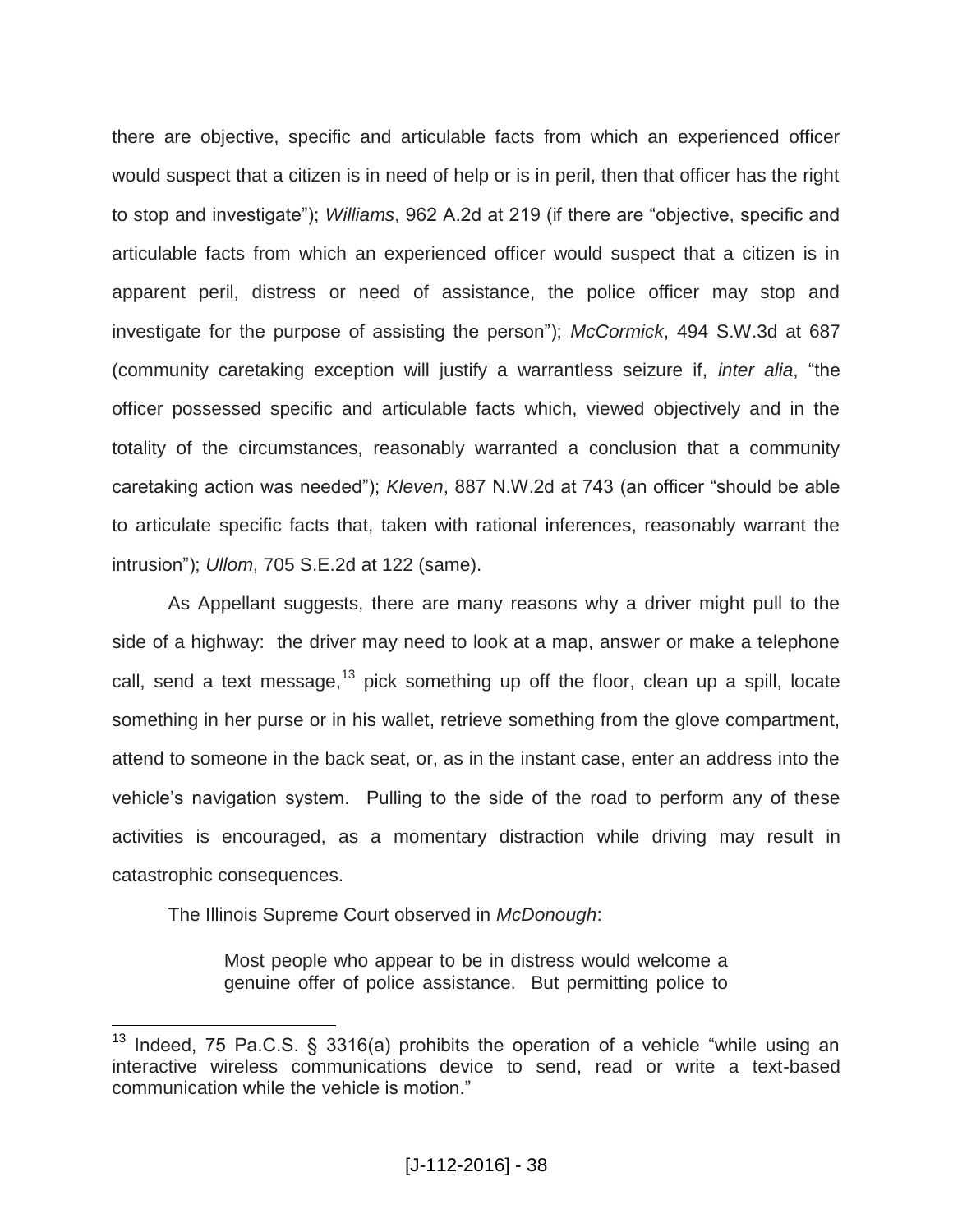there are objective, specific and articulable facts from which an experienced officer would suspect that a citizen is in need of help or is in peril, then that officer has the right to stop and investigate"); *Williams*, 962 A.2d at 219 (if there are "objective, specific and articulable facts from which an experienced officer would suspect that a citizen is in apparent peril, distress or need of assistance, the police officer may stop and investigate for the purpose of assisting the person"); *McCormick*, 494 S.W.3d at 687 (community caretaking exception will justify a warrantless seizure if, *inter alia*, "the officer possessed specific and articulable facts which, viewed objectively and in the totality of the circumstances, reasonably warranted a conclusion that a community caretaking action was needed"); *Kleven*, 887 N.W.2d at 743 (an officer "should be able to articulate specific facts that, taken with rational inferences, reasonably warrant the intrusion"); *Ullom*, 705 S.E.2d at 122 (same).

As Appellant suggests, there are many reasons why a driver might pull to the side of a highway: the driver may need to look at a map, answer or make a telephone call, send a text message,[13] pick something up off the floor, clean up a spill, locate something in her purse or in his wallet, retrieve something from the glove compartment, attend to someone in the back seat, or, as in the instant case, enter an address into the vehicle's navigation system. Pulling to the side of the road to perform any of these activities is encouraged, as a momentary distraction while driving may result in catastrophic consequences.

The Illinois Supreme Court observed in *McDonough*:

> Most people who appear to be in distress would welcome a genuine offer of police assistance. But permitting police to

[13] Indeed, 75 Pa.C.S. § 3316(a) prohibits the operation of a vehicle "while using an interactive wireless communications device to send, read or write a text-based communication while the vehicle is motion."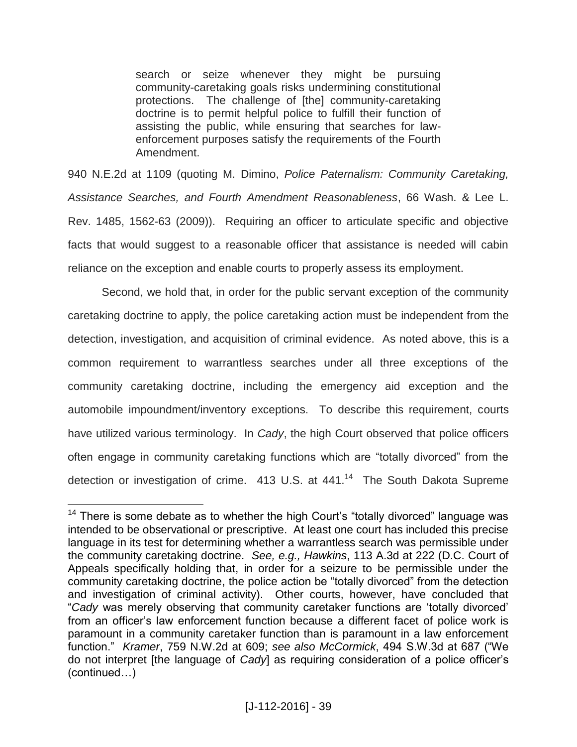> search or seize whenever they might be pursuing community-caretaking goals risks undermining constitutional protections. The challenge of [the] community-caretaking doctrine is to permit helpful police to fulfill their function of assisting the public, while ensuring that searches for law-enforcement purposes satisfy the requirements of the Fourth Amendment.

940 N.E.2d at 1109 (quoting M. Dimino, *Police Paternalism: Community Caretaking, Assistance Searches, and Fourth Amendment Reasonableness*, 66 Wash. & Lee L. Rev. 1485, 1562-63 (2009)). Requiring an officer to articulate specific and objective facts that would suggest to a reasonable officer that assistance is needed will cabin reliance on the exception and enable courts to properly assess its employment.

Second, we hold that, in order for the public servant exception of the community caretaking doctrine to apply, the police caretaking action must be independent from the detection, investigation, and acquisition of criminal evidence. As noted above, this is a common requirement to warrantless searches under all three exceptions of the community caretaking doctrine, including the emergency aid exception and the automobile impoundment/inventory exceptions. To describe this requirement, courts have utilized various terminology. In *Cady*, the high Court observed that police officers often engage in community caretaking functions which are "totally divorced" from the detection or investigation of crime. 413 U.S. at 441.[14] The South Dakota Supreme

---

[14] There is some debate as to whether the high Court's "totally divorced" language was intended to be observational or prescriptive. At least one court has included this precise language in its test for determining whether a warrantless search was permissible under the community caretaking doctrine. *See, e.g., Hawkins*, 113 A.3d at 222 (D.C. Court of Appeals specifically holding that, in order for a seizure to be permissible under the community caretaking doctrine, the police action be "totally divorced" from the detection and investigation of criminal activity). Other courts, however, have concluded that "*Cady* was merely observing that community caretaker functions are 'totally divorced' from an officer's law enforcement function because a different facet of police work is paramount in a community caretaker function than is paramount in a law enforcement function." *Kramer*, 759 N.W.2d at 609; *see also McCormick*, 494 S.W.3d at 687 ("We do not interpret [the language of *Cady*] as requiring consideration of a police officer's (continued…)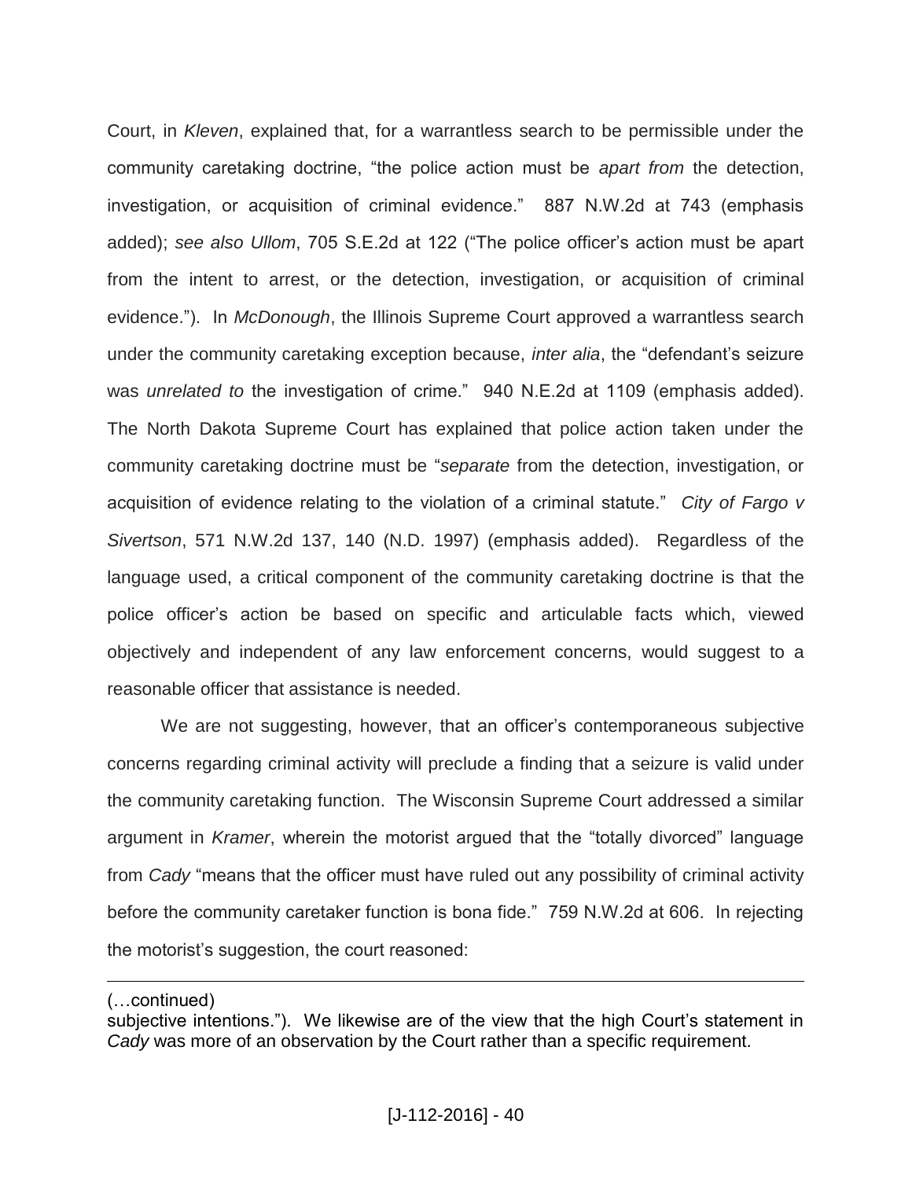Court, in *Kleven*, explained that, for a warrantless search to be permissible under the community caretaking doctrine, "the police action must be *apart from* the detection, investigation, or acquisition of criminal evidence." 887 N.W.2d at 743 (emphasis added); *see also Ullom*, 705 S.E.2d at 122 ("The police officer's action must be apart from the intent to arrest, or the detection, investigation, or acquisition of criminal evidence."). In *McDonough*, the Illinois Supreme Court approved a warrantless search under the community caretaking exception because, *inter alia*, the "defendant's seizure was *unrelated to* the investigation of crime." 940 N.E.2d at 1109 (emphasis added). The North Dakota Supreme Court has explained that police action taken under the community caretaking doctrine must be "*separate* from the detection, investigation, or acquisition of evidence relating to the violation of a criminal statute." *City of Fargo v Sivertson*, 571 N.W.2d 137, 140 (N.D. 1997) (emphasis added). Regardless of the language used, a critical component of the community caretaking doctrine is that the police officer's action be based on specific and articulable facts which, viewed objectively and independent of any law enforcement concerns, would suggest to a reasonable officer that assistance is needed.

We are not suggesting, however, that an officer's contemporaneous subjective concerns regarding criminal activity will preclude a finding that a seizure is valid under the community caretaking function. The Wisconsin Supreme Court addressed a similar argument in *Kramer*, wherein the motorist argued that the "totally divorced" language from *Cady* "means that the officer must have ruled out any possibility of criminal activity before the community caretaker function is bona fide." 759 N.W.2d at 606. In rejecting the motorist's suggestion, the court reasoned:

---

(…continued)
subjective intentions."). We likewise are of the view that the high Court's statement in *Cady* was more of an observation by the Court rather than a specific requirement.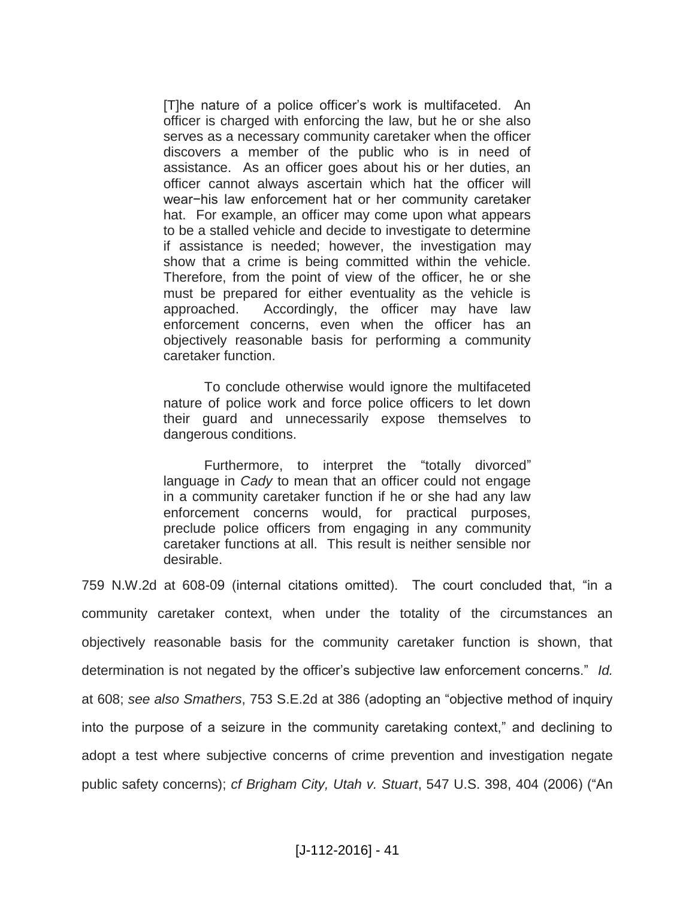> [T]he nature of a police officer's work is multifaceted. An officer is charged with enforcing the law, but he or she also serves as a necessary community caretaker when the officer discovers a member of the public who is in need of assistance. As an officer goes about his or her duties, an officer cannot always ascertain which hat the officer will wear−his law enforcement hat or her community caretaker hat. For example, an officer may come upon what appears to be a stalled vehicle and decide to investigate to determine if assistance is needed; however, the investigation may show that a crime is being committed within the vehicle. Therefore, from the point of view of the officer, he or she must be prepared for either eventuality as the vehicle is approached. Accordingly, the officer may have law enforcement concerns, even when the officer has an objectively reasonable basis for performing a community caretaker function.
>
> To conclude otherwise would ignore the multifaceted nature of police work and force police officers to let down their guard and unnecessarily expose themselves to dangerous conditions.
>
> Furthermore, to interpret the "totally divorced" language in *Cady* to mean that an officer could not engage in a community caretaker function if he or she had any law enforcement concerns would, for practical purposes, preclude police officers from engaging in any community caretaker functions at all. This result is neither sensible nor desirable.

759 N.W.2d at 608-09 (internal citations omitted). The court concluded that, "in a community caretaker context, when under the totality of the circumstances an objectively reasonable basis for the community caretaker function is shown, that determination is not negated by the officer's subjective law enforcement concerns." *Id.* at 608; *see also Smathers*, 753 S.E.2d at 386 (adopting an "objective method of inquiry into the purpose of a seizure in the community caretaking context," and declining to adopt a test where subjective concerns of crime prevention and investigation negate public safety concerns); *cf Brigham City, Utah v. Stuart*, 547 U.S. 398, 404 (2006) ("An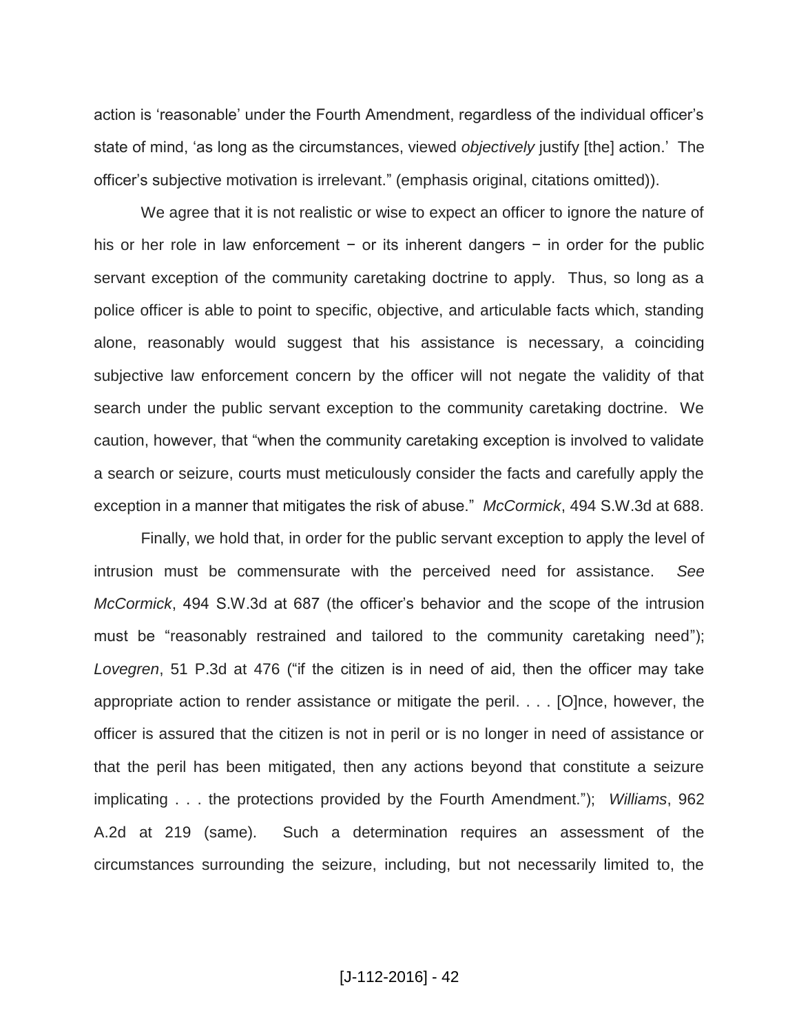action is 'reasonable' under the Fourth Amendment, regardless of the individual officer's state of mind, 'as long as the circumstances, viewed *objectively* justify [the] action.' The officer's subjective motivation is irrelevant." (emphasis original, citations omitted)).

We agree that it is not realistic or wise to expect an officer to ignore the nature of his or her role in law enforcement − or its inherent dangers − in order for the public servant exception of the community caretaking doctrine to apply. Thus, so long as a police officer is able to point to specific, objective, and articulable facts which, standing alone, reasonably would suggest that his assistance is necessary, a coinciding subjective law enforcement concern by the officer will not negate the validity of that search under the public servant exception to the community caretaking doctrine. We caution, however, that "when the community caretaking exception is involved to validate a search or seizure, courts must meticulously consider the facts and carefully apply the exception in a manner that mitigates the risk of abuse." *McCormick*, 494 S.W.3d at 688.

Finally, we hold that, in order for the public servant exception to apply the level of intrusion must be commensurate with the perceived need for assistance. *See McCormick*, 494 S.W.3d at 687 (the officer's behavior and the scope of the intrusion must be "reasonably restrained and tailored to the community caretaking need"); *Lovegren*, 51 P.3d at 476 ("if the citizen is in need of aid, then the officer may take appropriate action to render assistance or mitigate the peril. . . . [O]nce, however, the officer is assured that the citizen is not in peril or is no longer in need of assistance or that the peril has been mitigated, then any actions beyond that constitute a seizure implicating . . . the protections provided by the Fourth Amendment."); *Williams*, 962 A.2d at 219 (same). Such a determination requires an assessment of the circumstances surrounding the seizure, including, but not necessarily limited to, the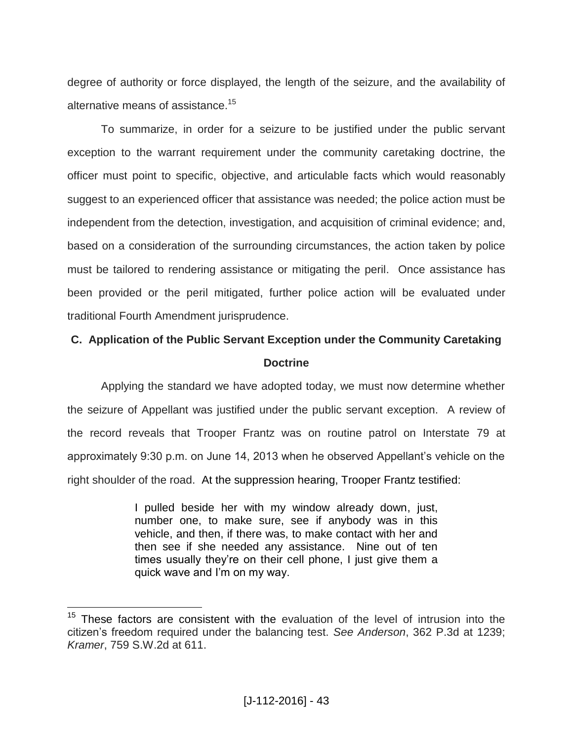degree of authority or force displayed, the length of the seizure, and the availability of alternative means of assistance.[15]

To summarize, in order for a seizure to be justified under the public servant exception to the warrant requirement under the community caretaking doctrine, the officer must point to specific, objective, and articulable facts which would reasonably suggest to an experienced officer that assistance was needed; the police action must be independent from the detection, investigation, and acquisition of criminal evidence; and, based on a consideration of the surrounding circumstances, the action taken by police must be tailored to rendering assistance or mitigating the peril. Once assistance has been provided or the peril mitigated, further police action will be evaluated under traditional Fourth Amendment jurisprudence.

## C. Application of the Public Servant Exception under the Community Caretaking Doctrine

Applying the standard we have adopted today, we must now determine whether the seizure of Appellant was justified under the public servant exception. A review of the record reveals that Trooper Frantz was on routine patrol on Interstate 79 at approximately 9:30 p.m. on June 14, 2013 when he observed Appellant's vehicle on the right shoulder of the road. At the suppression hearing, Trooper Frantz testified:

> I pulled beside her with my window already down, just, number one, to make sure, see if anybody was in this vehicle, and then, if there was, to make contact with her and then see if she needed any assistance. Nine out of ten times usually they're on their cell phone, I just give them a quick wave and I'm on my way.

---

[15] These factors are consistent with the evaluation of the level of intrusion into the citizen's freedom required under the balancing test. *See Anderson*, 362 P.3d at 1239; *Kramer*, 759 S.W.2d at 611.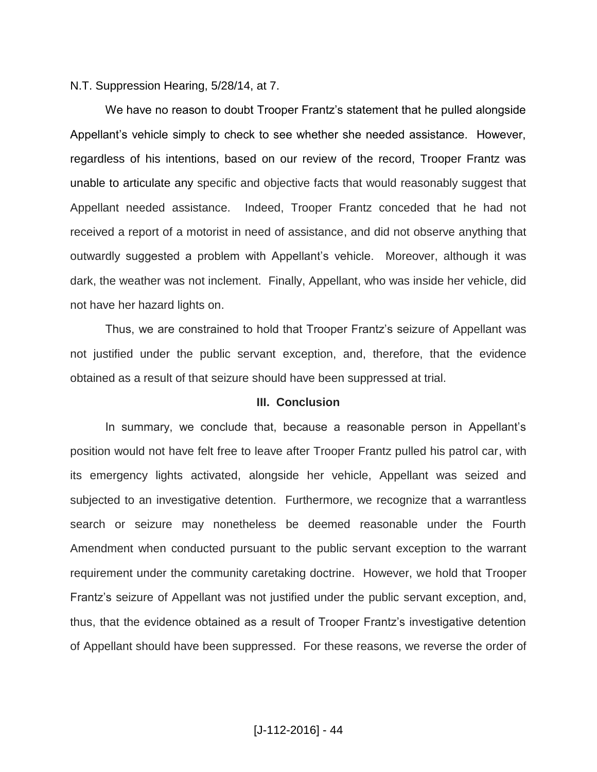N.T. Suppression Hearing, 5/28/14, at 7.

We have no reason to doubt Trooper Frantz's statement that he pulled alongside Appellant's vehicle simply to check to see whether she needed assistance. However, regardless of his intentions, based on our review of the record, Trooper Frantz was unable to articulate any specific and objective facts that would reasonably suggest that Appellant needed assistance. Indeed, Trooper Frantz conceded that he had not received a report of a motorist in need of assistance, and did not observe anything that outwardly suggested a problem with Appellant's vehicle. Moreover, although it was dark, the weather was not inclement. Finally, Appellant, who was inside her vehicle, did not have her hazard lights on.

Thus, we are constrained to hold that Trooper Frantz's seizure of Appellant was not justified under the public servant exception, and, therefore, that the evidence obtained as a result of that seizure should have been suppressed at trial.

### III. Conclusion

In summary, we conclude that, because a reasonable person in Appellant's position would not have felt free to leave after Trooper Frantz pulled his patrol car, with its emergency lights activated, alongside her vehicle, Appellant was seized and subjected to an investigative detention. Furthermore, we recognize that a warrantless search or seizure may nonetheless be deemed reasonable under the Fourth Amendment when conducted pursuant to the public servant exception to the warrant requirement under the community caretaking doctrine. However, we hold that Trooper Frantz's seizure of Appellant was not justified under the public servant exception, and, thus, that the evidence obtained as a result of Trooper Frantz's investigative detention of Appellant should have been suppressed. For these reasons, we reverse the order of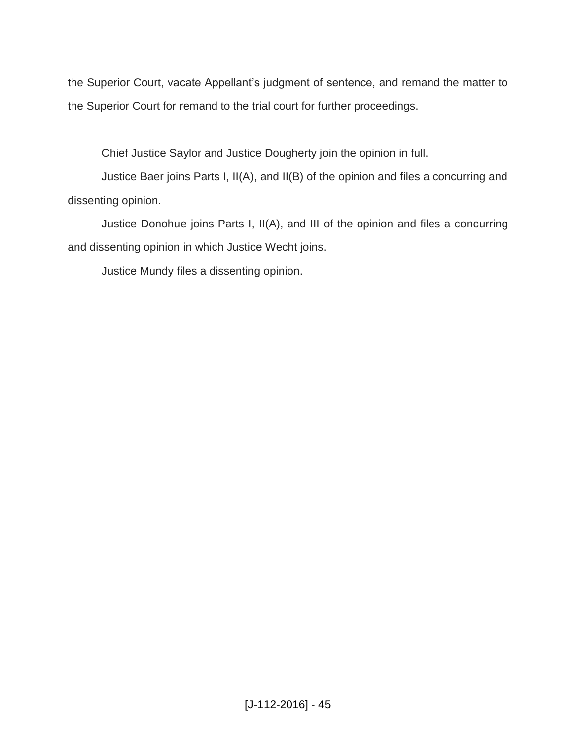the Superior Court, vacate Appellant's judgment of sentence, and remand the matter to the Superior Court for remand to the trial court for further proceedings.

Chief Justice Saylor and Justice Dougherty join the opinion in full.

Justice Baer joins Parts I, II(A), and II(B) of the opinion and files a concurring and dissenting opinion.

Justice Donohue joins Parts I, II(A), and III of the opinion and files a concurring and dissenting opinion in which Justice Wecht joins.

Justice Mundy files a dissenting opinion.